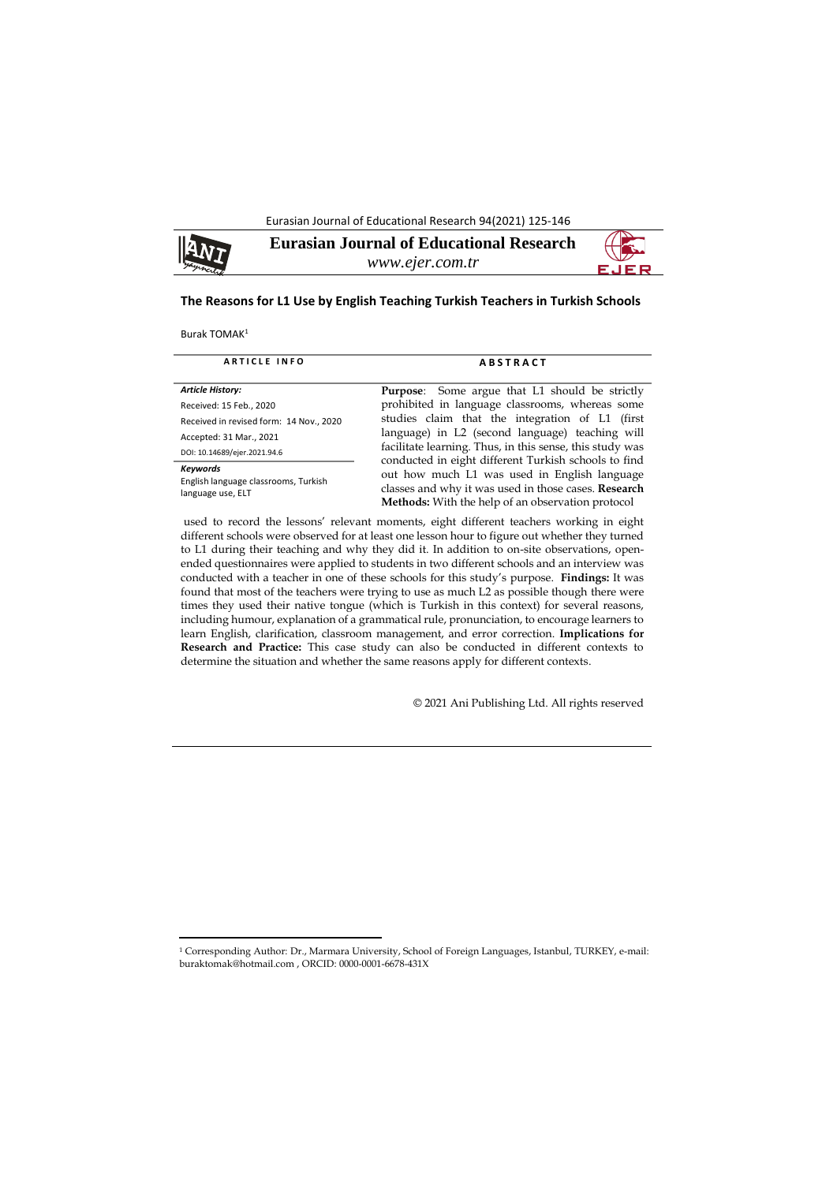**Eurasian Journal of Educational Research**

*www.ejer.com.tr*

# The Reasons for L1 Use by English Teaching Turkish Teachers in Turkish Schools

Burak TOMAK[1]

**ARTICLE INFO**

***Article History:***

Received: 15 Feb., 2020

Received in revised form: 14 Nov., 2020

Accepted: 31 Mar., 2021

DOI: 10.14689/ejer.2021.94.6

***Keywords***

English language classrooms, Turkish language use, ELT

**ABSTRACT**

**Purpose**: Some argue that L1 should be strictly prohibited in language classrooms, whereas some studies claim that the integration of L1 (first language) in L2 (second language) teaching will facilitate learning. Thus, in this sense, this study was conducted in eight different Turkish schools to find out how much L1 was used in English language classes and why it was used in those cases. **Research Methods:** With the help of an observation protocol used to record the lessons' relevant moments, eight different teachers working in eight different schools were observed for at least one lesson hour to figure out whether they turned to L1 during their teaching and why they did it. In addition to on-site observations, open-ended questionnaires were applied to students in two different schools and an interview was conducted with a teacher in one of these schools for this study's purpose. **Findings:** It was found that most of the teachers were trying to use as much L2 as possible though there were times they used their native tongue (which is Turkish in this context) for several reasons, including humour, explanation of a grammatical rule, pronunciation, to encourage learners to learn English, clarification, classroom management, and error correction. **Implications for Research and Practice:** This case study can also be conducted in different contexts to determine the situation and whether the same reasons apply for different contexts.

© 2021 Ani Publishing Ltd. All rights reserved

[1] Corresponding Author: Dr., Marmara University, School of Foreign Languages, Istanbul, TURKEY, e-mail: buraktomak@hotmail.com , ORCID: 0000-0001-6678-431X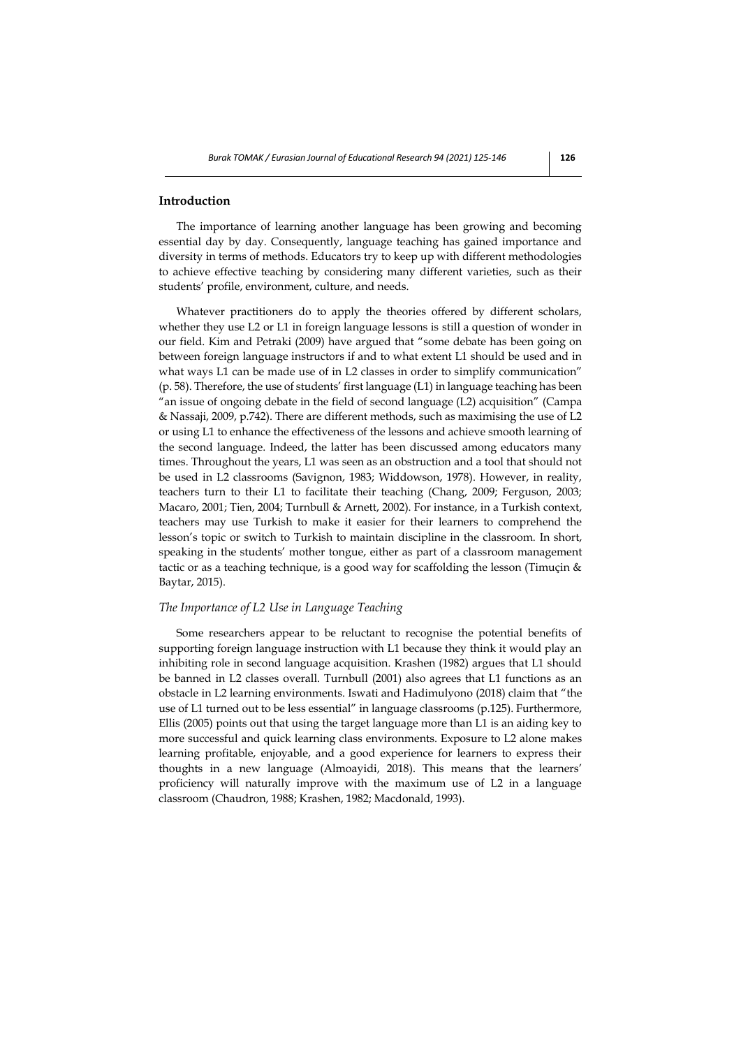## Introduction

The importance of learning another language has been growing and becoming essential day by day. Consequently, language teaching has gained importance and diversity in terms of methods. Educators try to keep up with different methodologies to achieve effective teaching by considering many different varieties, such as their students' profile, environment, culture, and needs.

Whatever practitioners do to apply the theories offered by different scholars, whether they use L2 or L1 in foreign language lessons is still a question of wonder in our field. Kim and Petraki (2009) have argued that "some debate has been going on between foreign language instructors if and to what extent L1 should be used and in what ways L1 can be made use of in L2 classes in order to simplify communication" (p. 58). Therefore, the use of students' first language (L1) in language teaching has been "an issue of ongoing debate in the field of second language (L2) acquisition" (Campa & Nassaji, 2009, p.742). There are different methods, such as maximising the use of L2 or using L1 to enhance the effectiveness of the lessons and achieve smooth learning of the second language. Indeed, the latter has been discussed among educators many times. Throughout the years, L1 was seen as an obstruction and a tool that should not be used in L2 classrooms (Savignon, 1983; Widdowson, 1978). However, in reality, teachers turn to their L1 to facilitate their teaching (Chang, 2009; Ferguson, 2003; Macaro, 2001; Tien, 2004; Turnbull & Arnett, 2002). For instance, in a Turkish context, teachers may use Turkish to make it easier for their learners to comprehend the lesson's topic or switch to Turkish to maintain discipline in the classroom. In short, speaking in the students' mother tongue, either as part of a classroom management tactic or as a teaching technique, is a good way for scaffolding the lesson (Timuçin & Baytar, 2015).

### *The Importance of L2 Use in Language Teaching*

Some researchers appear to be reluctant to recognise the potential benefits of supporting foreign language instruction with L1 because they think it would play an inhibiting role in second language acquisition. Krashen (1982) argues that L1 should be banned in L2 classes overall. Turnbull (2001) also agrees that L1 functions as an obstacle in L2 learning environments. Iswati and Hadimulyono (2018) claim that "the use of L1 turned out to be less essential" in language classrooms (p.125). Furthermore, Ellis (2005) points out that using the target language more than L1 is an aiding key to more successful and quick learning class environments. Exposure to L2 alone makes learning profitable, enjoyable, and a good experience for learners to express their thoughts in a new language (Almoayidi, 2018). This means that the learners' proficiency will naturally improve with the maximum use of L2 in a language classroom (Chaudron, 1988; Krashen, 1982; Macdonald, 1993).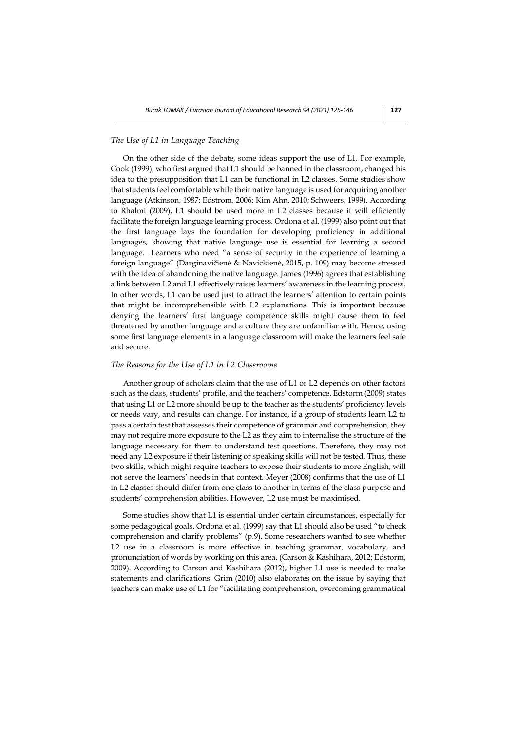### *The Use of L1 in Language Teaching*

On the other side of the debate, some ideas support the use of L1. For example, Cook (1999), who first argued that L1 should be banned in the classroom, changed his idea to the presupposition that L1 can be functional in L2 classes. Some studies show that students feel comfortable while their native language is used for acquiring another language (Atkinson, 1987; Edstrom, 2006; Kim Ahn, 2010; Schweers, 1999). According to Rhalmi (2009), L1 should be used more in L2 classes because it will efficiently facilitate the foreign language learning process. Ordona et al. (1999) also point out that the first language lays the foundation for developing proficiency in additional languages, showing that native language use is essential for learning a second language. Learners who need "a sense of security in the experience of learning a foreign language" (Darginavičienė & Navickienė, 2015, p. 109) may become stressed with the idea of abandoning the native language. James (1996) agrees that establishing a link between L2 and L1 effectively raises learners' awareness in the learning process. In other words, L1 can be used just to attract the learners' attention to certain points that might be incomprehensible with L2 explanations. This is important because denying the learners' first language competence skills might cause them to feel threatened by another language and a culture they are unfamiliar with. Hence, using some first language elements in a language classroom will make the learners feel safe and secure.

### *The Reasons for the Use of L1 in L2 Classrooms*

Another group of scholars claim that the use of L1 or L2 depends on other factors such as the class, students' profile, and the teachers' competence. Edstorm (2009) states that using L1 or L2 more should be up to the teacher as the students' proficiency levels or needs vary, and results can change. For instance, if a group of students learn L2 to pass a certain test that assesses their competence of grammar and comprehension, they may not require more exposure to the L2 as they aim to internalise the structure of the language necessary for them to understand test questions. Therefore, they may not need any L2 exposure if their listening or speaking skills will not be tested. Thus, these two skills, which might require teachers to expose their students to more English, will not serve the learners' needs in that context. Meyer (2008) confirms that the use of L1 in L2 classes should differ from one class to another in terms of the class purpose and students' comprehension abilities. However, L2 use must be maximised.

Some studies show that L1 is essential under certain circumstances, especially for some pedagogical goals. Ordona et al. (1999) say that L1 should also be used "to check comprehension and clarify problems" (p.9). Some researchers wanted to see whether L2 use in a classroom is more effective in teaching grammar, vocabulary, and pronunciation of words by working on this area. (Carson & Kashihara, 2012; Edstorm, 2009). According to Carson and Kashihara (2012), higher L1 use is needed to make statements and clarifications. Grim (2010) also elaborates on the issue by saying that teachers can make use of L1 for "facilitating comprehension, overcoming grammatical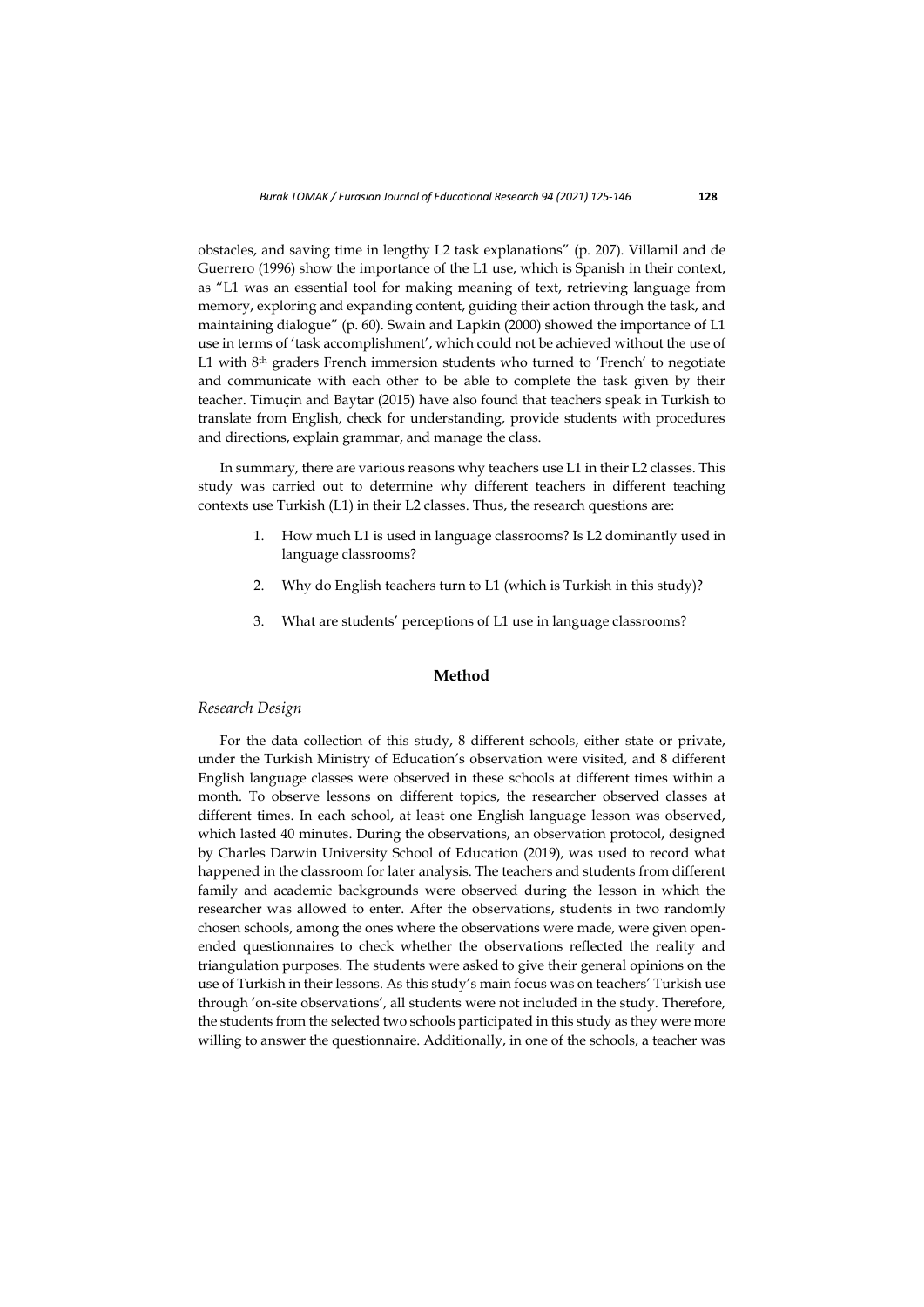obstacles, and saving time in lengthy L2 task explanations" (p. 207). Villamil and de Guerrero (1996) show the importance of the L1 use, which is Spanish in their context, as "L1 was an essential tool for making meaning of text, retrieving language from memory, exploring and expanding content, guiding their action through the task, and maintaining dialogue" (p. 60). Swain and Lapkin (2000) showed the importance of L1 use in terms of 'task accomplishment', which could not be achieved without the use of L1 with 8th graders French immersion students who turned to 'French' to negotiate and communicate with each other to be able to complete the task given by their teacher. Timuçin and Baytar (2015) have also found that teachers speak in Turkish to translate from English, check for understanding, provide students with procedures and directions, explain grammar, and manage the class.

In summary, there are various reasons why teachers use L1 in their L2 classes. This study was carried out to determine why different teachers in different teaching contexts use Turkish (L1) in their L2 classes. Thus, the research questions are:

1. How much L1 is used in language classrooms? Is L2 dominantly used in language classrooms?
2. Why do English teachers turn to L1 (which is Turkish in this study)?
3. What are students' perceptions of L1 use in language classrooms?

## Method

### *Research Design*

For the data collection of this study, 8 different schools, either state or private, under the Turkish Ministry of Education's observation were visited, and 8 different English language classes were observed in these schools at different times within a month. To observe lessons on different topics, the researcher observed classes at different times. In each school, at least one English language lesson was observed, which lasted 40 minutes. During the observations, an observation protocol, designed by Charles Darwin University School of Education (2019), was used to record what happened in the classroom for later analysis. The teachers and students from different family and academic backgrounds were observed during the lesson in which the researcher was allowed to enter. After the observations, students in two randomly chosen schools, among the ones where the observations were made, were given open-ended questionnaires to check whether the observations reflected the reality and triangulation purposes. The students were asked to give their general opinions on the use of Turkish in their lessons. As this study's main focus was on teachers' Turkish use through 'on-site observations', all students were not included in the study. Therefore, the students from the selected two schools participated in this study as they were more willing to answer the questionnaire. Additionally, in one of the schools, a teacher was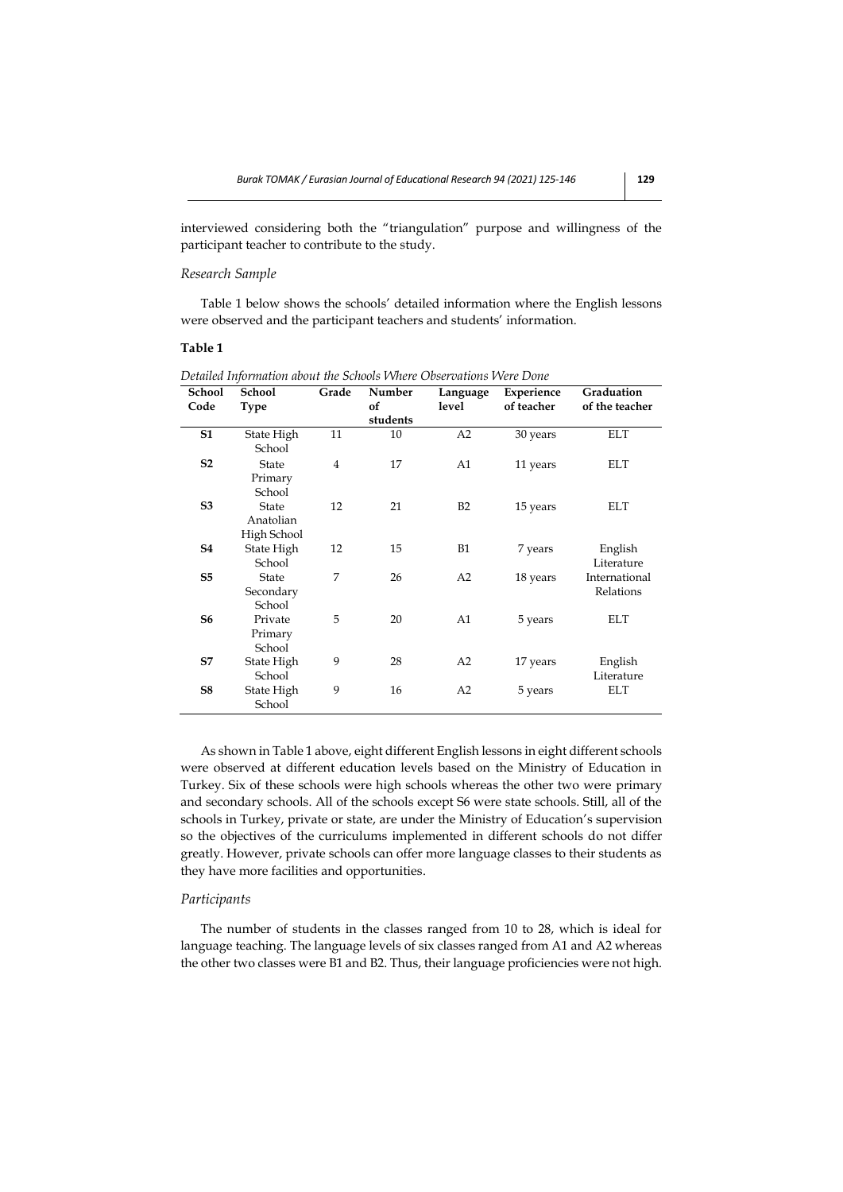interviewed considering both the "triangulation" purpose and willingness of the participant teacher to contribute to the study.

*Research Sample*

Table 1 below shows the schools' detailed information where the English lessons were observed and the participant teachers and students' information.

**Table 1**

*Detailed Information about the Schools Where Observations Were Done*

| School Code | School Type | Grade | Number of students | Language level | Experience of teacher | Graduation of the teacher |
|---|---|---|---|---|---|---|
| **S1** | State High School | 11 | 10 | A2 | 30 years | ELT |
| **S2** | State Primary School | 4 | 17 | A1 | 11 years | ELT |
| **S3** | State Anatolian High School | 12 | 21 | B2 | 15 years | ELT |
| **S4** | State High School | 12 | 15 | B1 | 7 years | English Literature |
| **S5** | State Secondary School | 7 | 26 | A2 | 18 years | International Relations |
| **S6** | Private Primary School | 5 | 20 | A1 | 5 years | ELT |
| **S7** | State High School | 9 | 28 | A2 | 17 years | English Literature |
| **S8** | State High School | 9 | 16 | A2 | 5 years | ELT |

As shown in Table 1 above, eight different English lessons in eight different schools were observed at different education levels based on the Ministry of Education in Turkey. Six of these schools were high schools whereas the other two were primary and secondary schools. All of the schools except S6 were state schools. Still, all of the schools in Turkey, private or state, are under the Ministry of Education's supervision so the objectives of the curriculums implemented in different schools do not differ greatly. However, private schools can offer more language classes to their students as they have more facilities and opportunities.

*Participants*

The number of students in the classes ranged from 10 to 28, which is ideal for language teaching. The language levels of six classes ranged from A1 and A2 whereas the other two classes were B1 and B2. Thus, their language proficiencies were not high.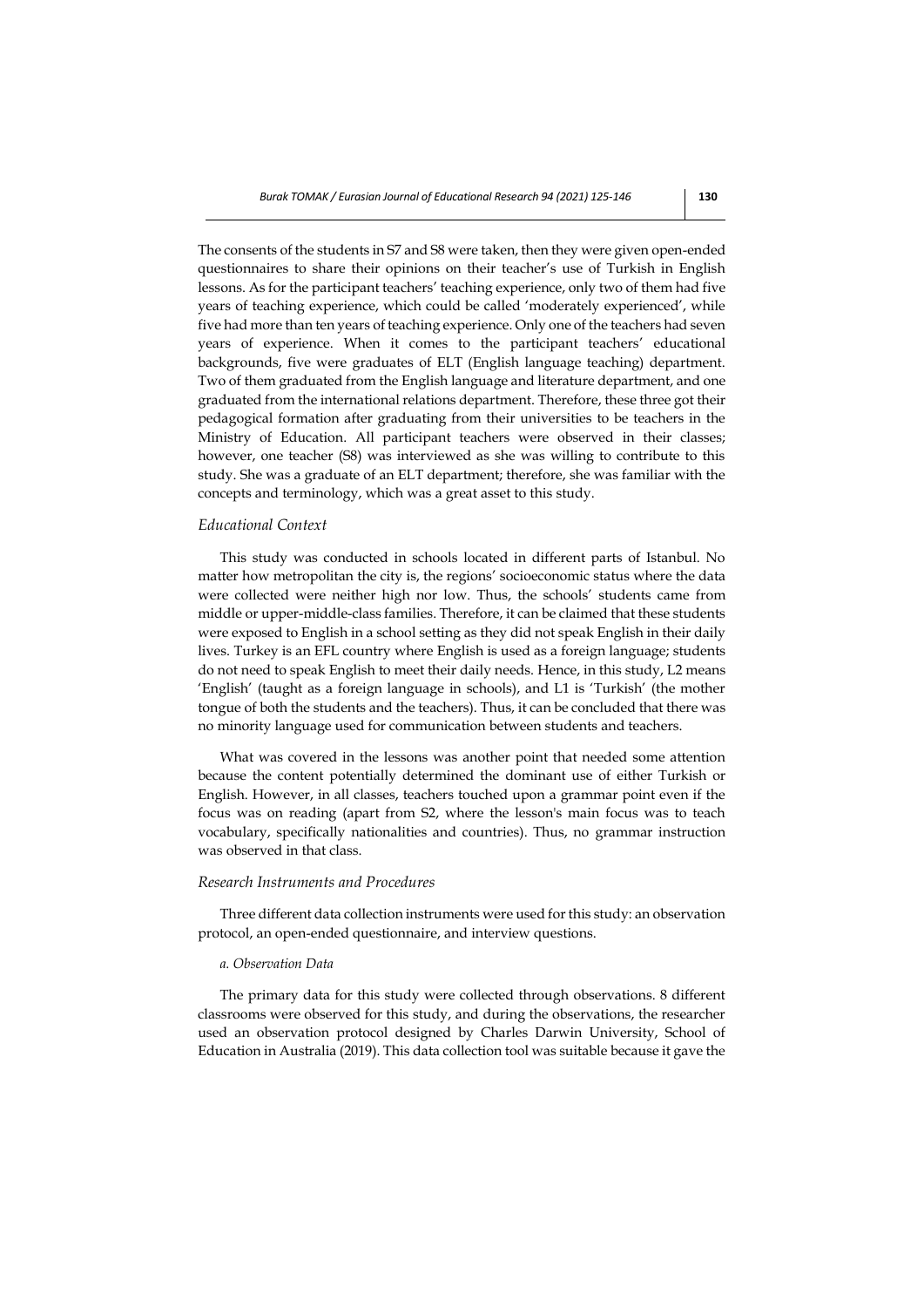The consents of the students in S7 and S8 were taken, then they were given open-ended questionnaires to share their opinions on their teacher's use of Turkish in English lessons. As for the participant teachers' teaching experience, only two of them had five years of teaching experience, which could be called 'moderately experienced', while five had more than ten years of teaching experience. Only one of the teachers had seven years of experience. When it comes to the participant teachers' educational backgrounds, five were graduates of ELT (English language teaching) department. Two of them graduated from the English language and literature department, and one graduated from the international relations department. Therefore, these three got their pedagogical formation after graduating from their universities to be teachers in the Ministry of Education. All participant teachers were observed in their classes; however, one teacher (S8) was interviewed as she was willing to contribute to this study. She was a graduate of an ELT department; therefore, she was familiar with the concepts and terminology, which was a great asset to this study.

### *Educational Context*

This study was conducted in schools located in different parts of Istanbul. No matter how metropolitan the city is, the regions' socioeconomic status where the data were collected were neither high nor low. Thus, the schools' students came from middle or upper-middle-class families. Therefore, it can be claimed that these students were exposed to English in a school setting as they did not speak English in their daily lives. Turkey is an EFL country where English is used as a foreign language; students do not need to speak English to meet their daily needs. Hence, in this study, L2 means 'English' (taught as a foreign language in schools), and L1 is 'Turkish' (the mother tongue of both the students and the teachers). Thus, it can be concluded that there was no minority language used for communication between students and teachers.

What was covered in the lessons was another point that needed some attention because the content potentially determined the dominant use of either Turkish or English. However, in all classes, teachers touched upon a grammar point even if the focus was on reading (apart from S2, where the lesson's main focus was to teach vocabulary, specifically nationalities and countries). Thus, no grammar instruction was observed in that class.

### *Research Instruments and Procedures*

Three different data collection instruments were used for this study: an observation protocol, an open-ended questionnaire, and interview questions.

#### *a. Observation Data*

The primary data for this study were collected through observations. 8 different classrooms were observed for this study, and during the observations, the researcher used an observation protocol designed by Charles Darwin University, School of Education in Australia (2019). This data collection tool was suitable because it gave the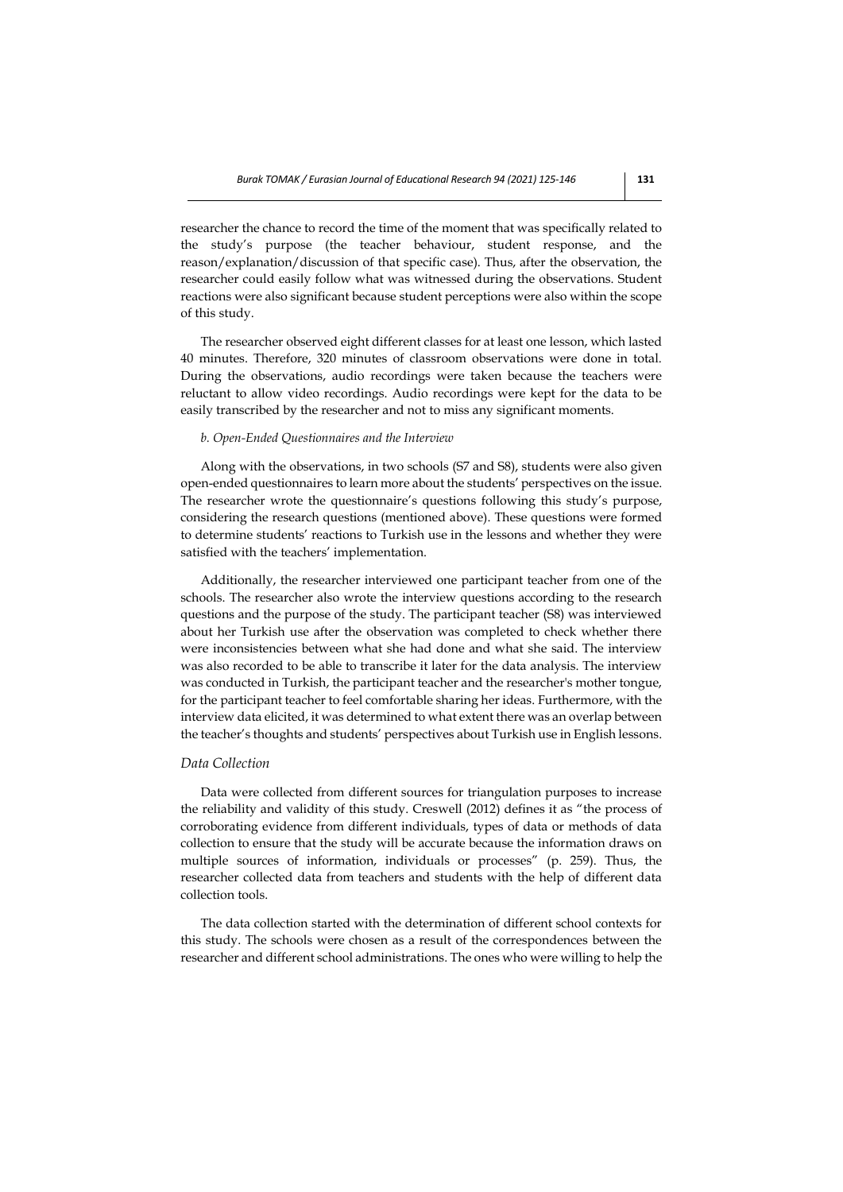researcher the chance to record the time of the moment that was specifically related to the study's purpose (the teacher behaviour, student response, and the reason/explanation/discussion of that specific case). Thus, after the observation, the researcher could easily follow what was witnessed during the observations. Student reactions were also significant because student perceptions were also within the scope of this study.

The researcher observed eight different classes for at least one lesson, which lasted 40 minutes. Therefore, 320 minutes of classroom observations were done in total. During the observations, audio recordings were taken because the teachers were reluctant to allow video recordings. Audio recordings were kept for the data to be easily transcribed by the researcher and not to miss any significant moments.

*b. Open-Ended Questionnaires and the Interview*

Along with the observations, in two schools (S7 and S8), students were also given open-ended questionnaires to learn more about the students' perspectives on the issue. The researcher wrote the questionnaire's questions following this study's purpose, considering the research questions (mentioned above). These questions were formed to determine students' reactions to Turkish use in the lessons and whether they were satisfied with the teachers' implementation.

Additionally, the researcher interviewed one participant teacher from one of the schools. The researcher also wrote the interview questions according to the research questions and the purpose of the study. The participant teacher (S8) was interviewed about her Turkish use after the observation was completed to check whether there were inconsistencies between what she had done and what she said. The interview was also recorded to be able to transcribe it later for the data analysis. The interview was conducted in Turkish, the participant teacher and the researcher's mother tongue, for the participant teacher to feel comfortable sharing her ideas. Furthermore, with the interview data elicited, it was determined to what extent there was an overlap between the teacher's thoughts and students' perspectives about Turkish use in English lessons.

### *Data Collection*

Data were collected from different sources for triangulation purposes to increase the reliability and validity of this study. Creswell (2012) defines it as "the process of corroborating evidence from different individuals, types of data or methods of data collection to ensure that the study will be accurate because the information draws on multiple sources of information, individuals or processes" (p. 259). Thus, the researcher collected data from teachers and students with the help of different data collection tools.

The data collection started with the determination of different school contexts for this study. The schools were chosen as a result of the correspondences between the researcher and different school administrations. The ones who were willing to help the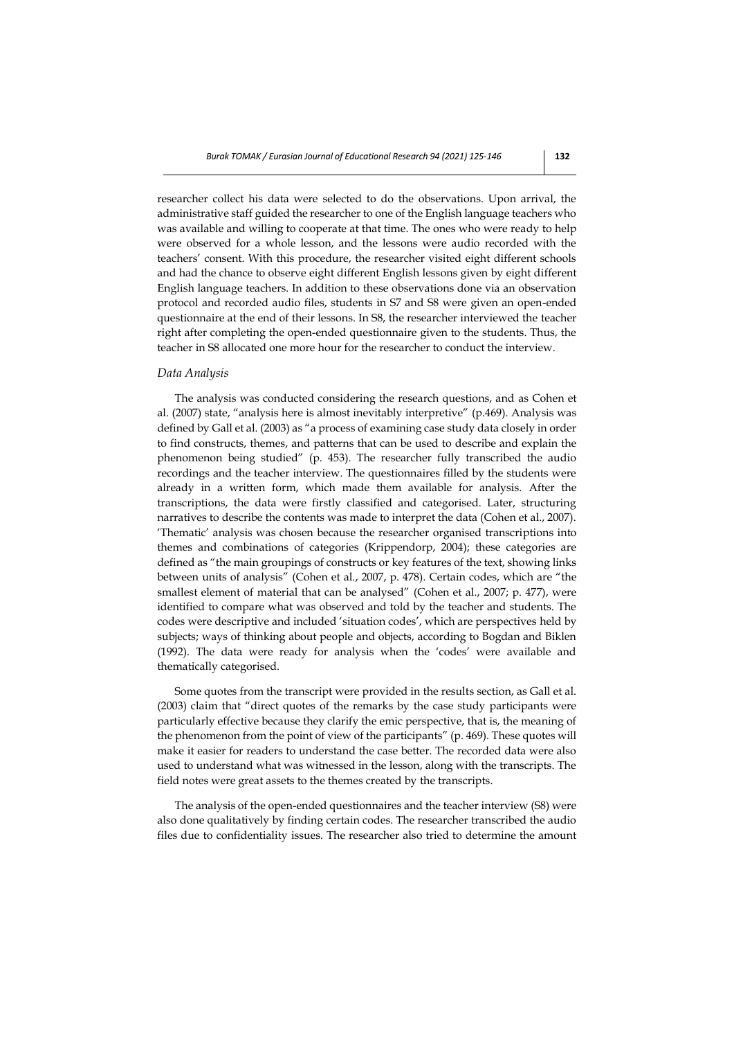researcher collect his data were selected to do the observations. Upon arrival, the administrative staff guided the researcher to one of the English language teachers who was available and willing to cooperate at that time. The ones who were ready to help were observed for a whole lesson, and the lessons were audio recorded with the teachers' consent. With this procedure, the researcher visited eight different schools and had the chance to observe eight different English lessons given by eight different English language teachers. In addition to these observations done via an observation protocol and recorded audio files, students in S7 and S8 were given an open-ended questionnaire at the end of their lessons. In S8, the researcher interviewed the teacher right after completing the open-ended questionnaire given to the students. Thus, the teacher in S8 allocated one more hour for the researcher to conduct the interview.

### *Data Analysis*

The analysis was conducted considering the research questions, and as Cohen et al. (2007) state, "analysis here is almost inevitably interpretive" (p.469). Analysis was defined by Gall et al. (2003) as "a process of examining case study data closely in order to find constructs, themes, and patterns that can be used to describe and explain the phenomenon being studied" (p. 453). The researcher fully transcribed the audio recordings and the teacher interview. The questionnaires filled by the students were already in a written form, which made them available for analysis. After the transcriptions, the data were firstly classified and categorised. Later, structuring narratives to describe the contents was made to interpret the data (Cohen et al., 2007). 'Thematic' analysis was chosen because the researcher organised transcriptions into themes and combinations of categories (Krippendorp, 2004); these categories are defined as "the main groupings of constructs or key features of the text, showing links between units of analysis" (Cohen et al., 2007, p. 478). Certain codes, which are "the smallest element of material that can be analysed" (Cohen et al., 2007; p. 477), were identified to compare what was observed and told by the teacher and students. The codes were descriptive and included 'situation codes', which are perspectives held by subjects; ways of thinking about people and objects, according to Bogdan and Biklen (1992). The data were ready for analysis when the 'codes' were available and thematically categorised.

Some quotes from the transcript were provided in the results section, as Gall et al. (2003) claim that "direct quotes of the remarks by the case study participants were particularly effective because they clarify the emic perspective, that is, the meaning of the phenomenon from the point of view of the participants" (p. 469). These quotes will make it easier for readers to understand the case better. The recorded data were also used to understand what was witnessed in the lesson, along with the transcripts. The field notes were great assets to the themes created by the transcripts.

The analysis of the open-ended questionnaires and the teacher interview (S8) were also done qualitatively by finding certain codes. The researcher transcribed the audio files due to confidentiality issues. The researcher also tried to determine the amount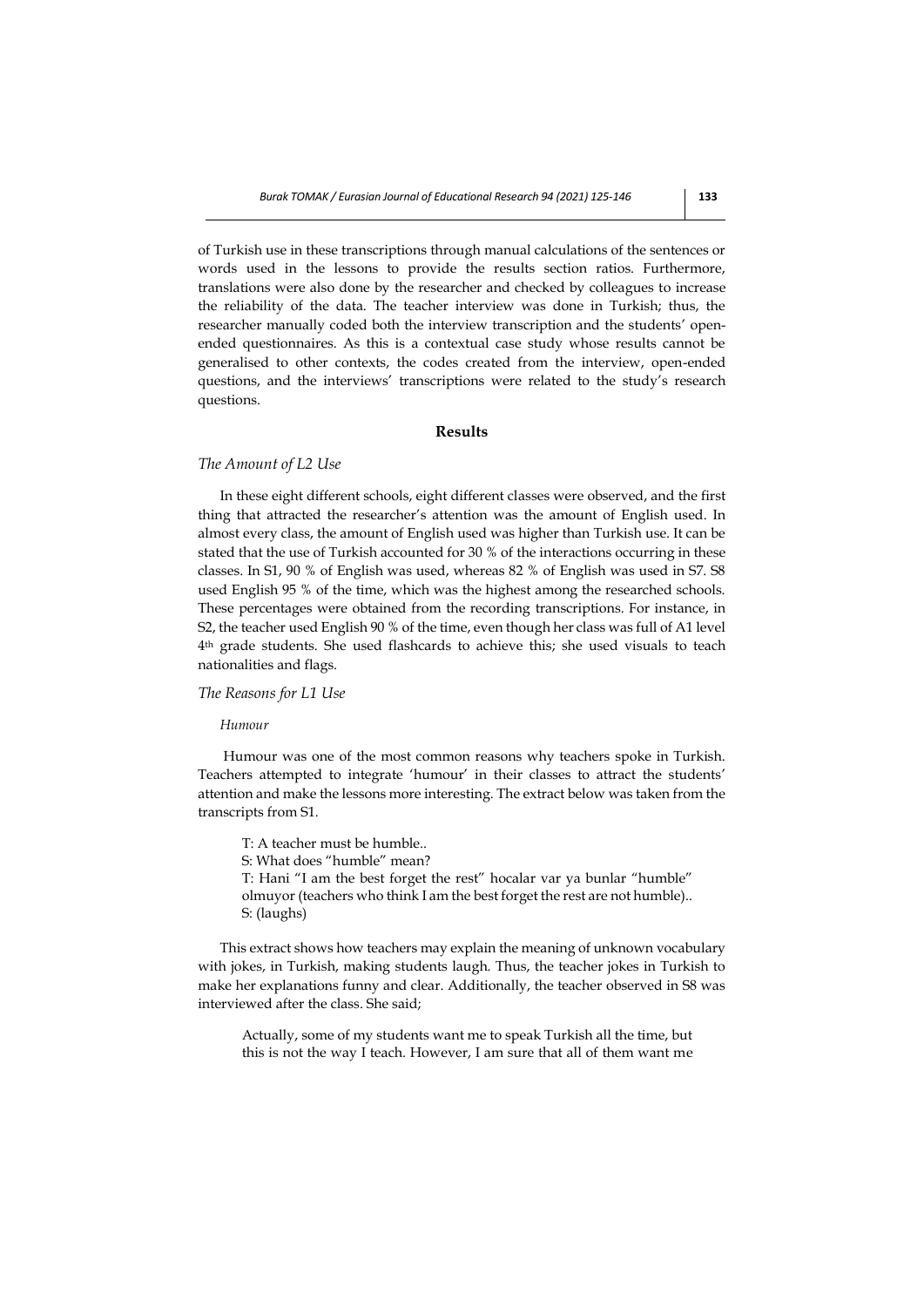of Turkish use in these transcriptions through manual calculations of the sentences or words used in the lessons to provide the results section ratios. Furthermore, translations were also done by the researcher and checked by colleagues to increase the reliability of the data. The teacher interview was done in Turkish; thus, the researcher manually coded both the interview transcription and the students' open-ended questionnaires. As this is a contextual case study whose results cannot be generalised to other contexts, the codes created from the interview, open-ended questions, and the interviews' transcriptions were related to the study's research questions.

## Results

### *The Amount of L2 Use*

In these eight different schools, eight different classes were observed, and the first thing that attracted the researcher's attention was the amount of English used. In almost every class, the amount of English used was higher than Turkish use. It can be stated that the use of Turkish accounted for 30 % of the interactions occurring in these classes. In S1, 90 % of English was used, whereas 82 % of English was used in S7. S8 used English 95 % of the time, which was the highest among the researched schools. These percentages were obtained from the recording transcriptions. For instance, in S2, the teacher used English 90 % of the time, even though her class was full of A1 level 4th grade students. She used flashcards to achieve this; she used visuals to teach nationalities and flags.

### *The Reasons for L1 Use*

#### *Humour*

Humour was one of the most common reasons why teachers spoke in Turkish. Teachers attempted to integrate 'humour' in their classes to attract the students' attention and make the lessons more interesting. The extract below was taken from the transcripts from S1.

> T: A teacher must be humble..
> S: What does "humble" mean?
> T: Hani "I am the best forget the rest" hocalar var ya bunlar "humble" olmuyor (teachers who think I am the best forget the rest are not humble)..
> S: (laughs)

This extract shows how teachers may explain the meaning of unknown vocabulary with jokes, in Turkish, making students laugh. Thus, the teacher jokes in Turkish to make her explanations funny and clear. Additionally, the teacher observed in S8 was interviewed after the class. She said;

> Actually, some of my students want me to speak Turkish all the time, but this is not the way I teach. However, I am sure that all of them want me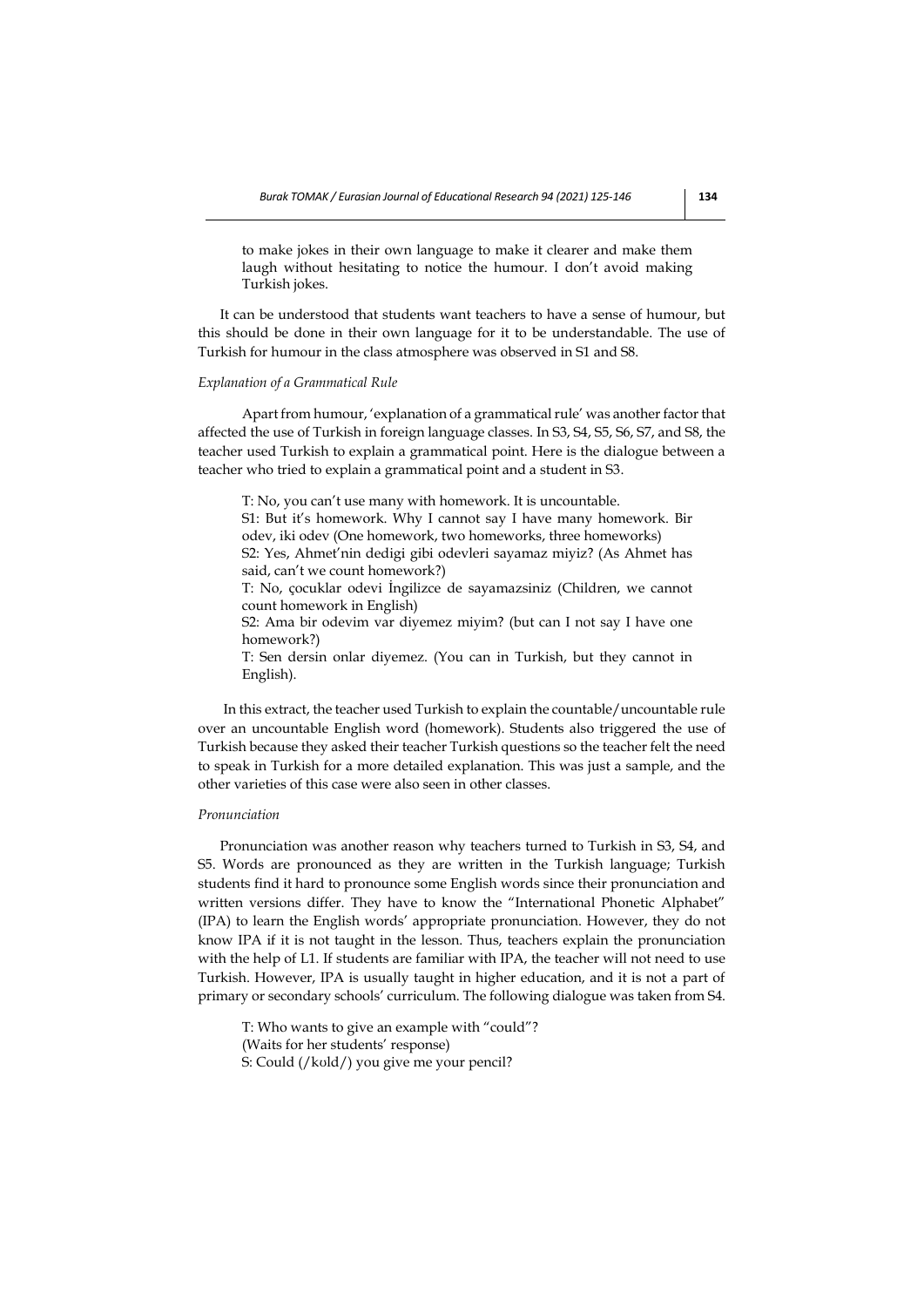to make jokes in their own language to make it clearer and make them laugh without hesitating to notice the humour. I don't avoid making Turkish jokes.

It can be understood that students want teachers to have a sense of humour, but this should be done in their own language for it to be understandable. The use of Turkish for humour in the class atmosphere was observed in S1 and S8.

*Explanation of a Grammatical Rule*

Apart from humour, 'explanation of a grammatical rule' was another factor that affected the use of Turkish in foreign language classes. In S3, S4, S5, S6, S7, and S8, the teacher used Turkish to explain a grammatical point. Here is the dialogue between a teacher who tried to explain a grammatical point and a student in S3.

> T: No, you can't use many with homework. It is uncountable.
> S1: But it's homework. Why I cannot say I have many homework. Bir odev, iki odev (One homework, two homeworks, three homeworks)
> S2: Yes, Ahmet'nin dedigi gibi odevleri sayamaz miyiz? (As Ahmet has said, can't we count homework?)
> T: No, çocuklar odevi İngilizce de sayamazsiniz (Children, we cannot count homework in English)
> S2: Ama bir odevim var diyemez miyim? (but can I not say I have one homework?)
> T: Sen dersin onlar diyemez. (You can in Turkish, but they cannot in English).

In this extract, the teacher used Turkish to explain the countable/uncountable rule over an uncountable English word (homework). Students also triggered the use of Turkish because they asked their teacher Turkish questions so the teacher felt the need to speak in Turkish for a more detailed explanation. This was just a sample, and the other varieties of this case were also seen in other classes.

*Pronunciation*

Pronunciation was another reason why teachers turned to Turkish in S3, S4, and S5. Words are pronounced as they are written in the Turkish language; Turkish students find it hard to pronounce some English words since their pronunciation and written versions differ. They have to know the "International Phonetic Alphabet" (IPA) to learn the English words' appropriate pronunciation. However, they do not know IPA if it is not taught in the lesson. Thus, teachers explain the pronunciation with the help of L1. If students are familiar with IPA, the teacher will not need to use Turkish. However, IPA is usually taught in higher education, and it is not a part of primary or secondary schools' curriculum. The following dialogue was taken from S4.

> T: Who wants to give an example with "could"?
> (Waits for her students' response)
> S: Could (/kʊld/) you give me your pencil?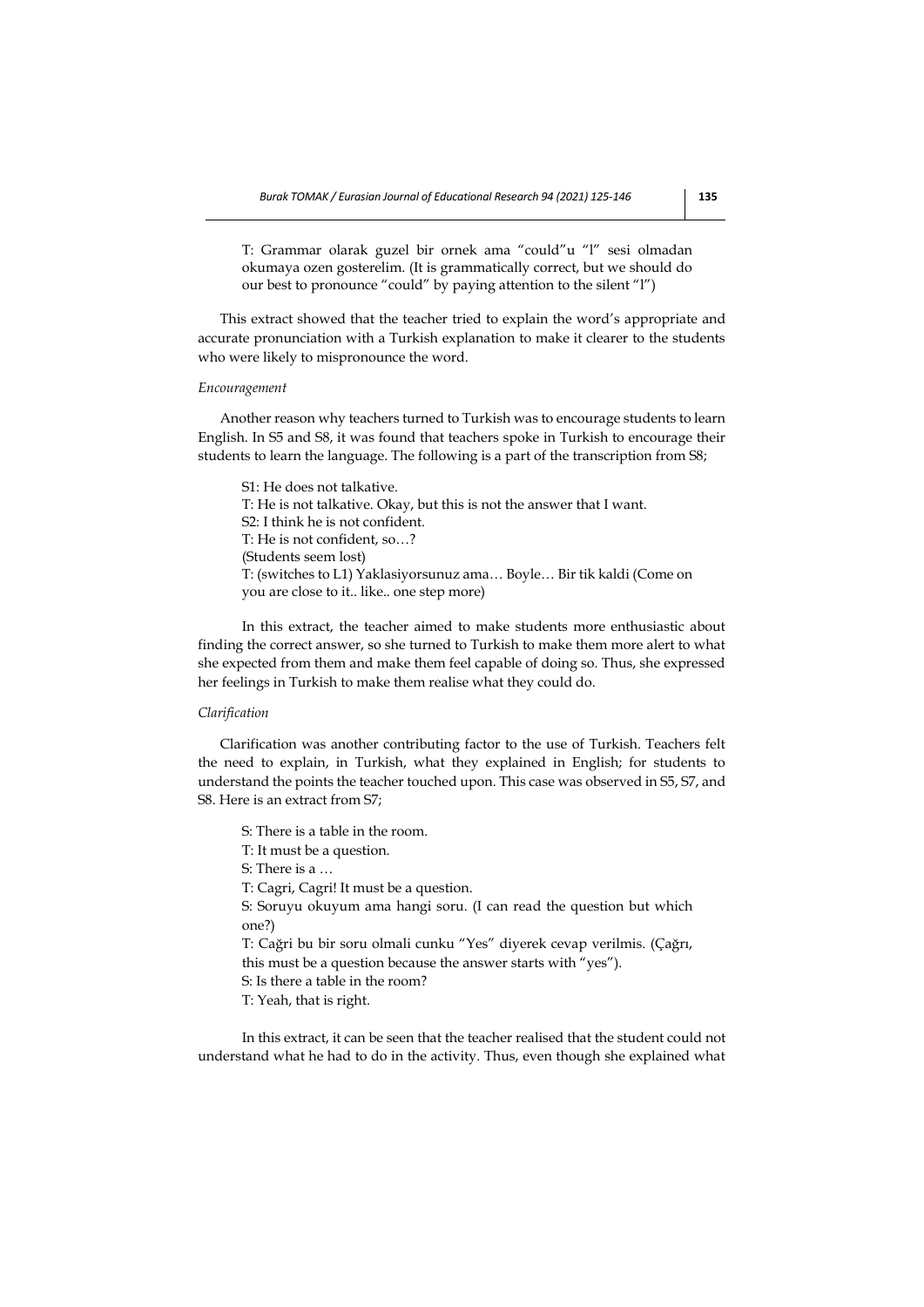T: Grammar olarak guzel bir ornek ama "could"u "l" sesi olmadan okumaya ozen gosterelim. (It is grammatically correct, but we should do our best to pronounce "could" by paying attention to the silent "l")

This extract showed that the teacher tried to explain the word's appropriate and accurate pronunciation with a Turkish explanation to make it clearer to the students who were likely to mispronounce the word.

*Encouragement*

Another reason why teachers turned to Turkish was to encourage students to learn English. In S5 and S8, it was found that teachers spoke in Turkish to encourage their students to learn the language. The following is a part of the transcription from S8;

S1: He does not talkative.
T: He is not talkative. Okay, but this is not the answer that I want.
S2: I think he is not confident.
T: He is not confident, so…?
(Students seem lost)
T: (switches to L1) Yaklasiyorsunuz ama… Boyle… Bir tik kaldi (Come on you are close to it.. like.. one step more)

In this extract, the teacher aimed to make students more enthusiastic about finding the correct answer, so she turned to Turkish to make them more alert to what she expected from them and make them feel capable of doing so. Thus, she expressed her feelings in Turkish to make them realise what they could do.

*Clarification*

Clarification was another contributing factor to the use of Turkish. Teachers felt the need to explain, in Turkish, what they explained in English; for students to understand the points the teacher touched upon. This case was observed in S5, S7, and S8. Here is an extract from S7;

S: There is a table in the room.
T: It must be a question.
S: There is a …
T: Cagri, Cagri! It must be a question.
S: Soruyu okuyum ama hangi soru. (I can read the question but which one?)
T: Cağri bu bir soru olmali cunku "Yes" diyerek cevap verilmis. (Çağrı, this must be a question because the answer starts with "yes").
S: Is there a table in the room?
T: Yeah, that is right.

In this extract, it can be seen that the teacher realised that the student could not understand what he had to do in the activity. Thus, even though she explained what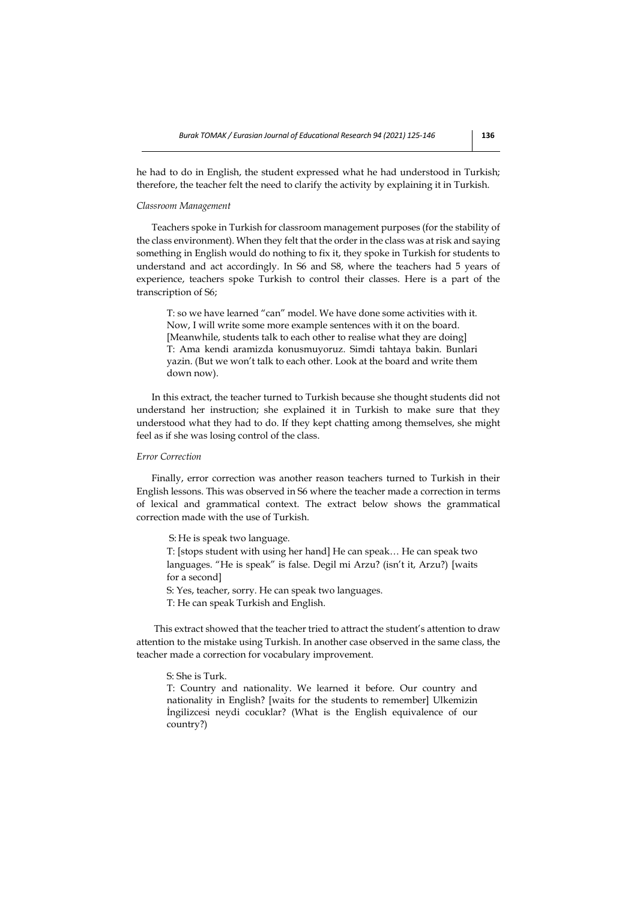he had to do in English, the student expressed what he had understood in Turkish; therefore, the teacher felt the need to clarify the activity by explaining it in Turkish.

### *Classroom Management*

Teachers spoke in Turkish for classroom management purposes (for the stability of the class environment). When they felt that the order in the class was at risk and saying something in English would do nothing to fix it, they spoke in Turkish for students to understand and act accordingly. In S6 and S8, where the teachers had 5 years of experience, teachers spoke Turkish to control their classes. Here is a part of the transcription of S6;

> T: so we have learned "can" model. We have done some activities with it. Now, I will write some more example sentences with it on the board.
> [Meanwhile, students talk to each other to realise what they are doing]
> T: Ama kendi aramizda konusmuyoruz. Simdi tahtaya bakin. Bunlari yazin. (But we won't talk to each other. Look at the board and write them down now).

In this extract, the teacher turned to Turkish because she thought students did not understand her instruction; she explained it in Turkish to make sure that they understood what they had to do. If they kept chatting among themselves, she might feel as if she was losing control of the class.

### *Error Correction*

Finally, error correction was another reason teachers turned to Turkish in their English lessons. This was observed in S6 where the teacher made a correction in terms of lexical and grammatical context. The extract below shows the grammatical correction made with the use of Turkish.

> S: He is speak two language.
> T: [stops student with using her hand] He can speak… He can speak two languages. "He is speak" is false. Degil mi Arzu? (isn't it, Arzu?) [waits for a second]
> S: Yes, teacher, sorry. He can speak two languages.
> T: He can speak Turkish and English.

This extract showed that the teacher tried to attract the student's attention to draw attention to the mistake using Turkish. In another case observed in the same class, the teacher made a correction for vocabulary improvement.

> S: She is Turk.
> T: Country and nationality. We learned it before. Our country and nationality in English? [waits for the students to remember] Ulkemizin İngilizcesi neydi cocuklar? (What is the English equivalence of our country?)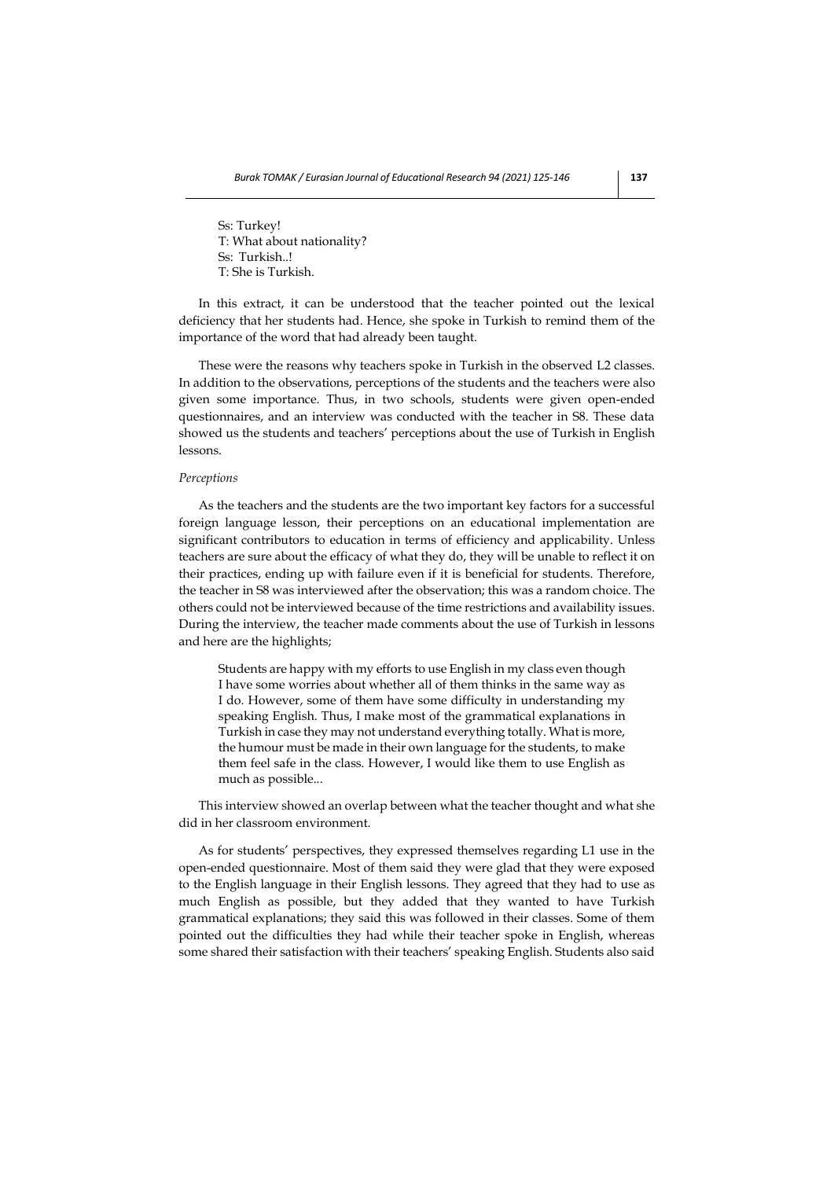Ss: Turkey!
T: What about nationality?
Ss: Turkish..!
T: She is Turkish.

In this extract, it can be understood that the teacher pointed out the lexical deficiency that her students had. Hence, she spoke in Turkish to remind them of the importance of the word that had already been taught.

These were the reasons why teachers spoke in Turkish in the observed L2 classes. In addition to the observations, perceptions of the students and the teachers were also given some importance. Thus, in two schools, students were given open-ended questionnaires, and an interview was conducted with the teacher in S8. These data showed us the students and teachers' perceptions about the use of Turkish in English lessons.

*Perceptions*

As the teachers and the students are the two important key factors for a successful foreign language lesson, their perceptions on an educational implementation are significant contributors to education in terms of efficiency and applicability. Unless teachers are sure about the efficacy of what they do, they will be unable to reflect it on their practices, ending up with failure even if it is beneficial for students. Therefore, the teacher in S8 was interviewed after the observation; this was a random choice. The others could not be interviewed because of the time restrictions and availability issues. During the interview, the teacher made comments about the use of Turkish in lessons and here are the highlights;

> Students are happy with my efforts to use English in my class even though I have some worries about whether all of them thinks in the same way as I do. However, some of them have some difficulty in understanding my speaking English. Thus, I make most of the grammatical explanations in Turkish in case they may not understand everything totally. What is more, the humour must be made in their own language for the students, to make them feel safe in the class. However, I would like them to use English as much as possible...

This interview showed an overlap between what the teacher thought and what she did in her classroom environment.

As for students' perspectives, they expressed themselves regarding L1 use in the open-ended questionnaire. Most of them said they were glad that they were exposed to the English language in their English lessons. They agreed that they had to use as much English as possible, but they added that they wanted to have Turkish grammatical explanations; they said this was followed in their classes. Some of them pointed out the difficulties they had while their teacher spoke in English, whereas some shared their satisfaction with their teachers' speaking English. Students also said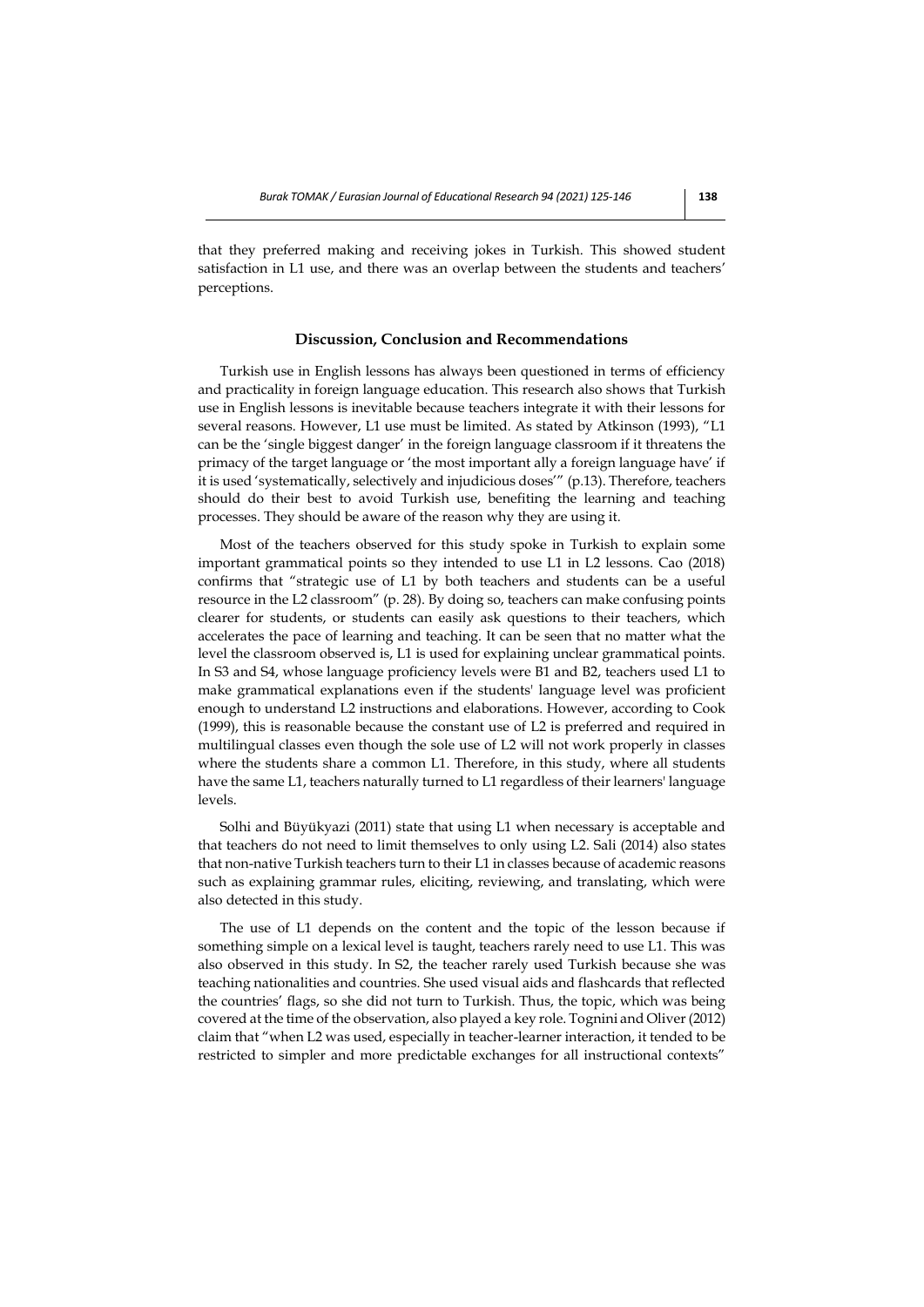that they preferred making and receiving jokes in Turkish. This showed student satisfaction in L1 use, and there was an overlap between the students and teachers' perceptions.

## Discussion, Conclusion and Recommendations

Turkish use in English lessons has always been questioned in terms of efficiency and practicality in foreign language education. This research also shows that Turkish use in English lessons is inevitable because teachers integrate it with their lessons for several reasons. However, L1 use must be limited. As stated by Atkinson (1993), "L1 can be the 'single biggest danger' in the foreign language classroom if it threatens the primacy of the target language or 'the most important ally a foreign language have' if it is used 'systematically, selectively and injudicious doses'" (p.13). Therefore, teachers should do their best to avoid Turkish use, benefiting the learning and teaching processes. They should be aware of the reason why they are using it.

Most of the teachers observed for this study spoke in Turkish to explain some important grammatical points so they intended to use L1 in L2 lessons. Cao (2018) confirms that "strategic use of L1 by both teachers and students can be a useful resource in the L2 classroom" (p. 28). By doing so, teachers can make confusing points clearer for students, or students can easily ask questions to their teachers, which accelerates the pace of learning and teaching. It can be seen that no matter what the level the classroom observed is, L1 is used for explaining unclear grammatical points. In S3 and S4, whose language proficiency levels were B1 and B2, teachers used L1 to make grammatical explanations even if the students' language level was proficient enough to understand L2 instructions and elaborations. However, according to Cook (1999), this is reasonable because the constant use of L2 is preferred and required in multilingual classes even though the sole use of L2 will not work properly in classes where the students share a common L1. Therefore, in this study, where all students have the same L1, teachers naturally turned to L1 regardless of their learners' language levels.

Solhi and Büyükyazi (2011) state that using L1 when necessary is acceptable and that teachers do not need to limit themselves to only using L2. Sali (2014) also states that non-native Turkish teachers turn to their L1 in classes because of academic reasons such as explaining grammar rules, eliciting, reviewing, and translating, which were also detected in this study.

The use of L1 depends on the content and the topic of the lesson because if something simple on a lexical level is taught, teachers rarely need to use L1. This was also observed in this study. In S2, the teacher rarely used Turkish because she was teaching nationalities and countries. She used visual aids and flashcards that reflected the countries' flags, so she did not turn to Turkish. Thus, the topic, which was being covered at the time of the observation, also played a key role. Tognini and Oliver (2012) claim that "when L2 was used, especially in teacher-learner interaction, it tended to be restricted to simpler and more predictable exchanges for all instructional contexts"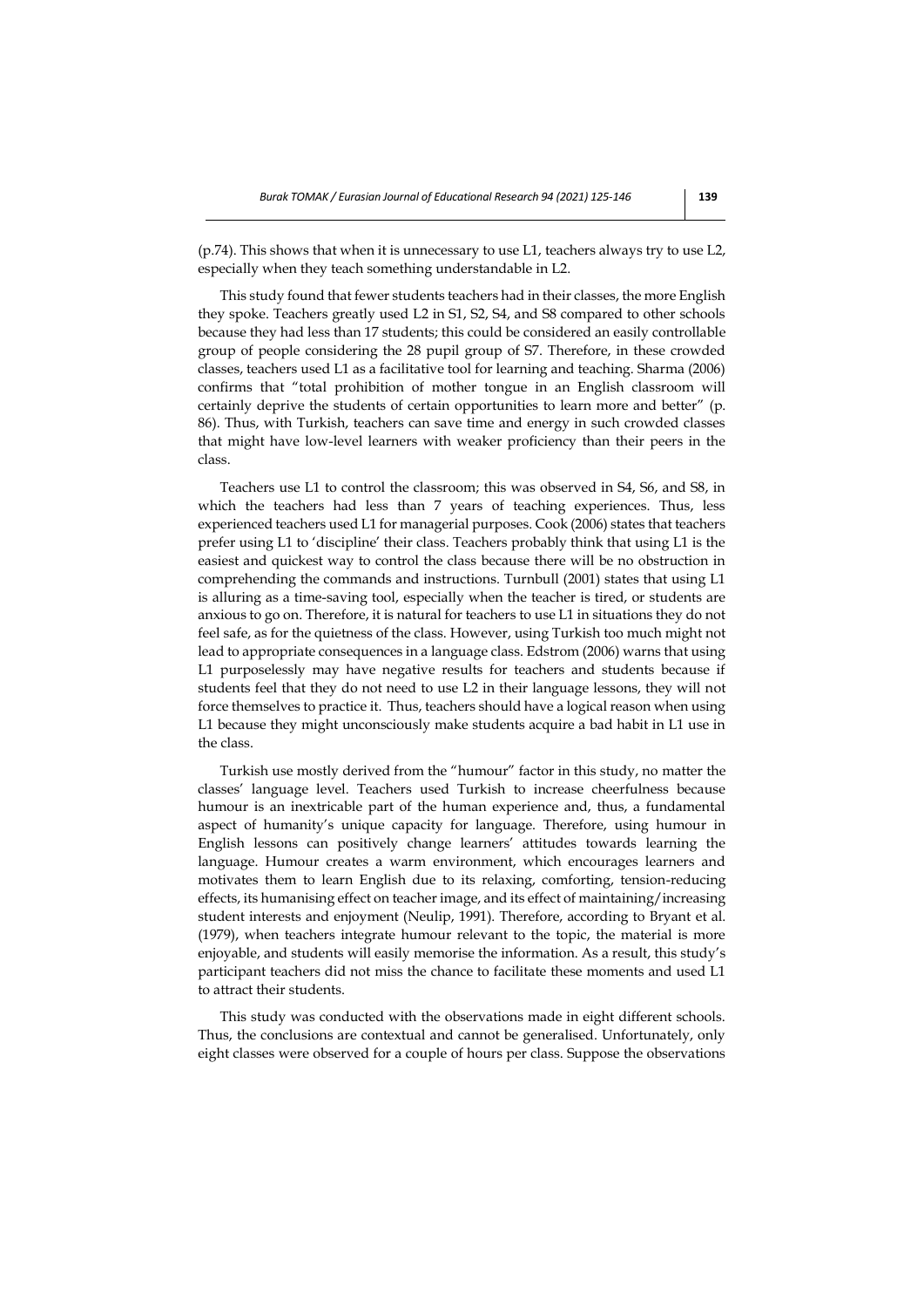(p.74). This shows that when it is unnecessary to use L1, teachers always try to use L2, especially when they teach something understandable in L2.

This study found that fewer students teachers had in their classes, the more English they spoke. Teachers greatly used L2 in S1, S2, S4, and S8 compared to other schools because they had less than 17 students; this could be considered an easily controllable group of people considering the 28 pupil group of S7. Therefore, in these crowded classes, teachers used L1 as a facilitative tool for learning and teaching. Sharma (2006) confirms that "total prohibition of mother tongue in an English classroom will certainly deprive the students of certain opportunities to learn more and better" (p. 86). Thus, with Turkish, teachers can save time and energy in such crowded classes that might have low-level learners with weaker proficiency than their peers in the class.

Teachers use L1 to control the classroom; this was observed in S4, S6, and S8, in which the teachers had less than 7 years of teaching experiences. Thus, less experienced teachers used L1 for managerial purposes. Cook (2006) states that teachers prefer using L1 to 'discipline' their class. Teachers probably think that using L1 is the easiest and quickest way to control the class because there will be no obstruction in comprehending the commands and instructions. Turnbull (2001) states that using L1 is alluring as a time-saving tool, especially when the teacher is tired, or students are anxious to go on. Therefore, it is natural for teachers to use L1 in situations they do not feel safe, as for the quietness of the class. However, using Turkish too much might not lead to appropriate consequences in a language class. Edstrom (2006) warns that using L1 purposelessly may have negative results for teachers and students because if students feel that they do not need to use L2 in their language lessons, they will not force themselves to practice it. Thus, teachers should have a logical reason when using L1 because they might unconsciously make students acquire a bad habit in L1 use in the class.

Turkish use mostly derived from the "humour" factor in this study, no matter the classes' language level. Teachers used Turkish to increase cheerfulness because humour is an inextricable part of the human experience and, thus, a fundamental aspect of humanity's unique capacity for language. Therefore, using humour in English lessons can positively change learners' attitudes towards learning the language. Humour creates a warm environment, which encourages learners and motivates them to learn English due to its relaxing, comforting, tension-reducing effects, its humanising effect on teacher image, and its effect of maintaining/increasing student interests and enjoyment (Neulip, 1991). Therefore, according to Bryant et al. (1979), when teachers integrate humour relevant to the topic, the material is more enjoyable, and students will easily memorise the information. As a result, this study's participant teachers did not miss the chance to facilitate these moments and used L1 to attract their students.

This study was conducted with the observations made in eight different schools. Thus, the conclusions are contextual and cannot be generalised. Unfortunately, only eight classes were observed for a couple of hours per class. Suppose the observations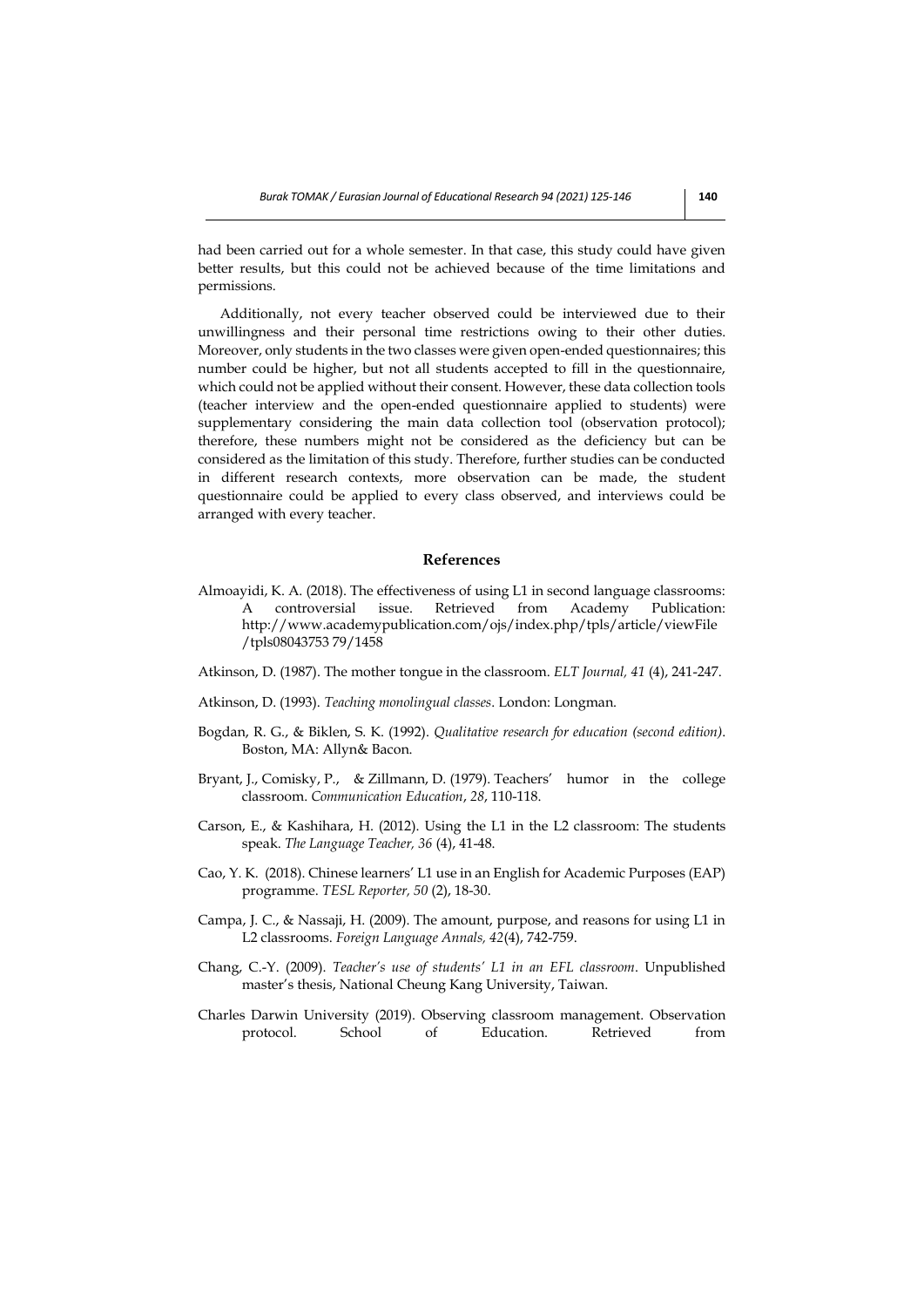had been carried out for a whole semester. In that case, this study could have given better results, but this could not be achieved because of the time limitations and permissions.

Additionally, not every teacher observed could be interviewed due to their unwillingness and their personal time restrictions owing to their other duties. Moreover, only students in the two classes were given open-ended questionnaires; this number could be higher, but not all students accepted to fill in the questionnaire, which could not be applied without their consent. However, these data collection tools (teacher interview and the open-ended questionnaire applied to students) were supplementary considering the main data collection tool (observation protocol); therefore, these numbers might not be considered as the deficiency but can be considered as the limitation of this study. Therefore, further studies can be conducted in different research contexts, more observation can be made, the student questionnaire could be applied to every class observed, and interviews could be arranged with every teacher.

## References

Almoayidi, K. A. (2018). The effectiveness of using L1 in second language classrooms: A controversial issue. Retrieved from Academy Publication: http://www.academypublication.com/ojs/index.php/tpls/article/viewFile/tpls08043753 79/1458

Atkinson, D. (1987). The mother tongue in the classroom. *ELT Journal, 41* (4), 241-247.

Atkinson, D. (1993). *Teaching monolingual classes*. London: Longman.

Bogdan, R. G., & Biklen, S. K. (1992). *Qualitative research for education (second edition)*. Boston, MA: Allyn& Bacon.

Bryant, J., Comisky, P., & Zillmann, D. (1979). Teachers' humor in the college classroom. *Communication Education*, *28*, 110-118.

Carson, E., & Kashihara, H. (2012). Using the L1 in the L2 classroom: The students speak. *The Language Teacher, 36* (4), 41-48.

Cao, Y. K. (2018). Chinese learners' L1 use in an English for Academic Purposes (EAP) programme. *TESL Reporter, 50* (2), 18-30.

Campa, J. C., & Nassaji, H. (2009). The amount, purpose, and reasons for using L1 in L2 classrooms. *Foreign Language Annals, 42*(4), 742-759.

Chang, C.-Y. (2009). *Teacher's use of students' L1 in an EFL classroom*. Unpublished master's thesis, National Cheung Kang University, Taiwan.

Charles Darwin University (2019). Observing classroom management. Observation protocol. School of Education. Retrieved from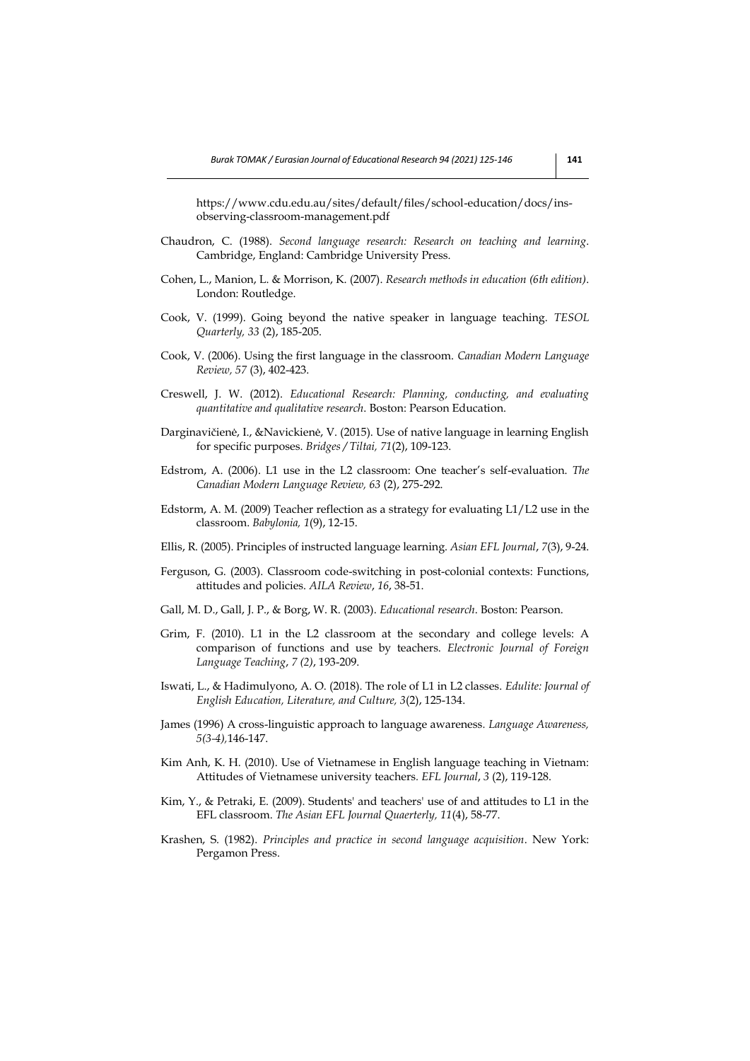https://www.cdu.edu.au/sites/default/files/school-education/docs/ins-observing-classroom-management.pdf

Chaudron, C. (1988). *Second language research: Research on teaching and learning*. Cambridge, England: Cambridge University Press.

Cohen, L., Manion, L. & Morrison, K. (2007). *Research methods in education (6th edition)*. London: Routledge.

Cook, V. (1999). Going beyond the native speaker in language teaching. *TESOL Quarterly, 33* (2), 185-205.

Cook, V. (2006). Using the first language in the classroom. *Canadian Modern Language Review, 57* (3), 402-423.

Creswell, J. W. (2012). *Educational Research: Planning, conducting, and evaluating quantitative and qualitative research*. Boston: Pearson Education.

Darginavičienė, I., &Navickienė, V. (2015). Use of native language in learning English for specific purposes. *Bridges/Tiltai, 71*(2), 109-123.

Edstrom, A. (2006). L1 use in the L2 classroom: One teacher's self-evaluation. *The Canadian Modern Language Review, 63* (2), 275-292.

Edstorm, A. M. (2009) Teacher reflection as a strategy for evaluating L1/L2 use in the classroom. *Babylonia, 1*(9), 12-15.

Ellis, R. (2005). Principles of instructed language learning. *Asian EFL Journal*, *7*(3), 9-24.

Ferguson, G. (2003). Classroom code-switching in post-colonial contexts: Functions, attitudes and policies. *AILA Review*, *16*, 38-51.

Gall, M. D., Gall, J. P., & Borg, W. R. (2003). *Educational research*. Boston: Pearson.

Grim, F. (2010). L1 in the L2 classroom at the secondary and college levels: A comparison of functions and use by teachers. *Electronic Journal of Foreign Language Teaching*, *7 (2)*, 193-209.

Iswati, L., & Hadimulyono, A. O. (2018). The role of L1 in L2 classes. *Edulite: Journal of English Education, Literature, and Culture, 3*(2), 125-134.

James (1996) A cross-linguistic approach to language awareness. *Language Awareness, 5(3-4),*146-147.

Kim Anh, K. H. (2010). Use of Vietnamese in English language teaching in Vietnam: Attitudes of Vietnamese university teachers. *EFL Journal*, *3* (2), 119-128.

Kim, Y., & Petraki, E. (2009). Students' and teachers' use of and attitudes to L1 in the EFL classroom. *The Asian EFL Journal Quaerterly, 11*(4), 58-77.

Krashen, S. (1982). *Principles and practice in second language acquisition*. New York: Pergamon Press.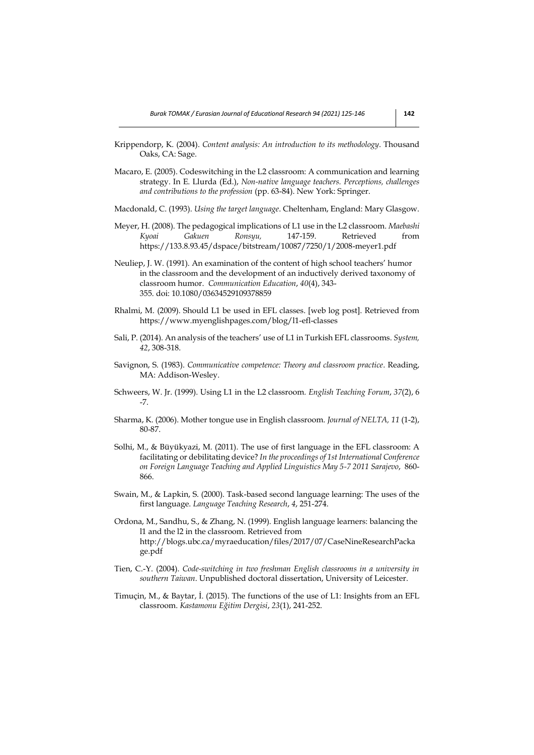Krippendorp, K. (2004). *Content analysis: An introduction to its methodology*. Thousand Oaks, CA: Sage.

Macaro, E. (2005). Codeswitching in the L2 classroom: A communication and learning strategy. In E. Llurda (Ed.), *Non-native language teachers. Perceptions, challenges and contributions to the profession* (pp. 63-84). New York: Springer.

Macdonald, C. (1993). *Using the target language*. Cheltenham, England: Mary Glasgow.

Meyer, H. (2008). The pedagogical implications of L1 use in the L2 classroom. *Maebashi Kyoai Gakuen Ronsyu,* 147-159. Retrieved from https://133.8.93.45/dspace/bitstream/10087/7250/1/2008-meyer1.pdf

Neuliep, J. W. (1991). An examination of the content of high school teachers' humor in the classroom and the development of an inductively derived taxonomy of classroom humor. *Communication Education*, *40*(4), 343-355. doi: 10.1080/03634529109378859

Rhalmi, M. (2009). Should L1 be used in EFL classes. [web log post]. Retrieved from https://www.myenglishpages.com/blog/l1-efl-classes

Sali, P. (2014). An analysis of the teachers' use of L1 in Turkish EFL classrooms. *System, 42*, 308-318.

Savignon, S. (1983). *Communicative competence: Theory and classroom practice*. Reading, MA: Addison-Wesley.

Schweers, W. Jr. (1999). Using L1 in the L2 classroom. *English Teaching Forum*, *37*(2), 6-7.

Sharma, K. (2006). Mother tongue use in English classroom. *Journal of NELTA, 11* (1-2), 80-87.

Solhi, M., & Büyükyazi, M. (2011). The use of first language in the EFL classroom: A facilitating or debilitating device? *In the proceedings of 1st International Conference on Foreign Language Teaching and Applied Linguistics May 5-7 2011 Sarajevo*, 860-866.

Swain, M., & Lapkin, S. (2000). Task-based second language learning: The uses of the first language. *Language Teaching Research*, *4*, 251-274.

Ordona, M., Sandhu, S., & Zhang, N. (1999). English language learners: balancing the l1 and the l2 in the classroom. Retrieved from http://blogs.ubc.ca/myraeducation/files/2017/07/CaseNineResearchPackage.pdf

Tien, C.-Y. (2004). *Code-switching in two freshman English classrooms in a university in southern Taiwan*. Unpublished doctoral dissertation, University of Leicester.

Timuçin, M., & Baytar, İ. (2015). The functions of the use of L1: Insights from an EFL classroom. *Kastamonu Eğitim Dergisi*, *23*(1), 241-252.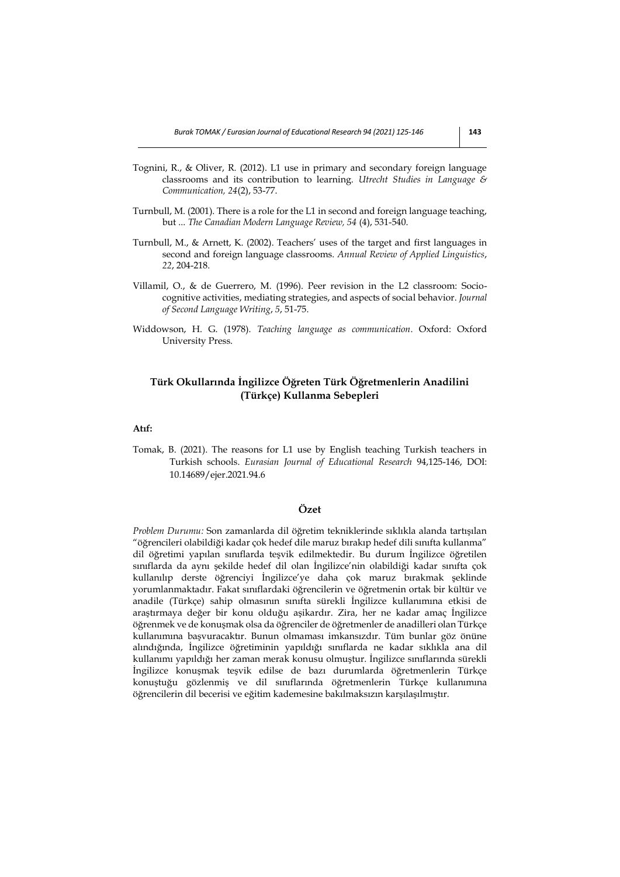Tognini, R., & Oliver, R. (2012). L1 use in primary and secondary foreign language classrooms and its contribution to learning. *Utrecht Studies in Language & Communication, 24*(2), 53-77.

Turnbull, M. (2001). There is a role for the L1 in second and foreign language teaching, but ... *The Canadian Modern Language Review, 54* (4), 531-540.

Turnbull, M., & Arnett, K. (2002). Teachers' uses of the target and first languages in second and foreign language classrooms. *Annual Review of Applied Linguistics*, *22*, 204-218.

Villamil, O., & de Guerrero, M. (1996). Peer revision in the L2 classroom: Socio-cognitive activities, mediating strategies, and aspects of social behavior. *Journal of Second Language Writing*, *5*, 51-75.

Widdowson, H. G. (1978). *Teaching language as communication*. Oxford: Oxford University Press.

## Türk Okullarında İngilizce Öğreten Türk Öğretmenlerin Anadilini (Türkçe) Kullanma Sebepleri

**Atıf:**

Tomak, B. (2021). The reasons for L1 use by English teaching Turkish teachers in Turkish schools. *Eurasian Journal of Educational Research* 94,125-146, DOI: 10.14689/ejer.2021.94.6

### Özet

*Problem Durumu:* Son zamanlarda dil öğretim tekniklerinde sıklıkla alanda tartışılan "öğrencileri olabildiği kadar çok hedef dile maruz bırakıp hedef dili sınıfta kullanma" dil öğretimi yapılan sınıflarda teşvik edilmektedir. Bu durum İngilizce öğretilen sınıflarda da aynı şekilde hedef dil olan İngilizce'nin olabildiği kadar sınıfta çok kullanılıp derste öğrenciyi İngilizce'ye daha çok maruz bırakmak şeklinde yorumlanmaktadır. Fakat sınıflardaki öğrencilerin ve öğretmenin ortak bir kültür ve anadile (Türkçe) sahip olmasının sınıfta sürekli İngilizce kullanımına etkisi de araştırmaya değer bir konu olduğu aşikardır. Zira, her ne kadar amaç İngilizce öğrenmek ve de konuşmak olsa da öğrenciler de öğretmenler de anadilleri olan Türkçe kullanımına başvuracaktır. Bunun olmaması imkansızdır. Tüm bunlar göz önüne alındığında, İngilizce öğretiminin yapıldığı sınıflarda ne kadar sıklıkla ana dil kullanımı yapıldığı her zaman merak konusu olmuştur. İngilizce sınıflarında sürekli İngilizce konuşmak teşvik edilse de bazı durumlarda öğretmenlerin Türkçe konuştuğu gözlenmiş ve dil sınıflarında öğretmenlerin Türkçe kullanımına öğrencilerin dil becerisi ve eğitim kademesine bakılmaksızın karşılaşılmıştır.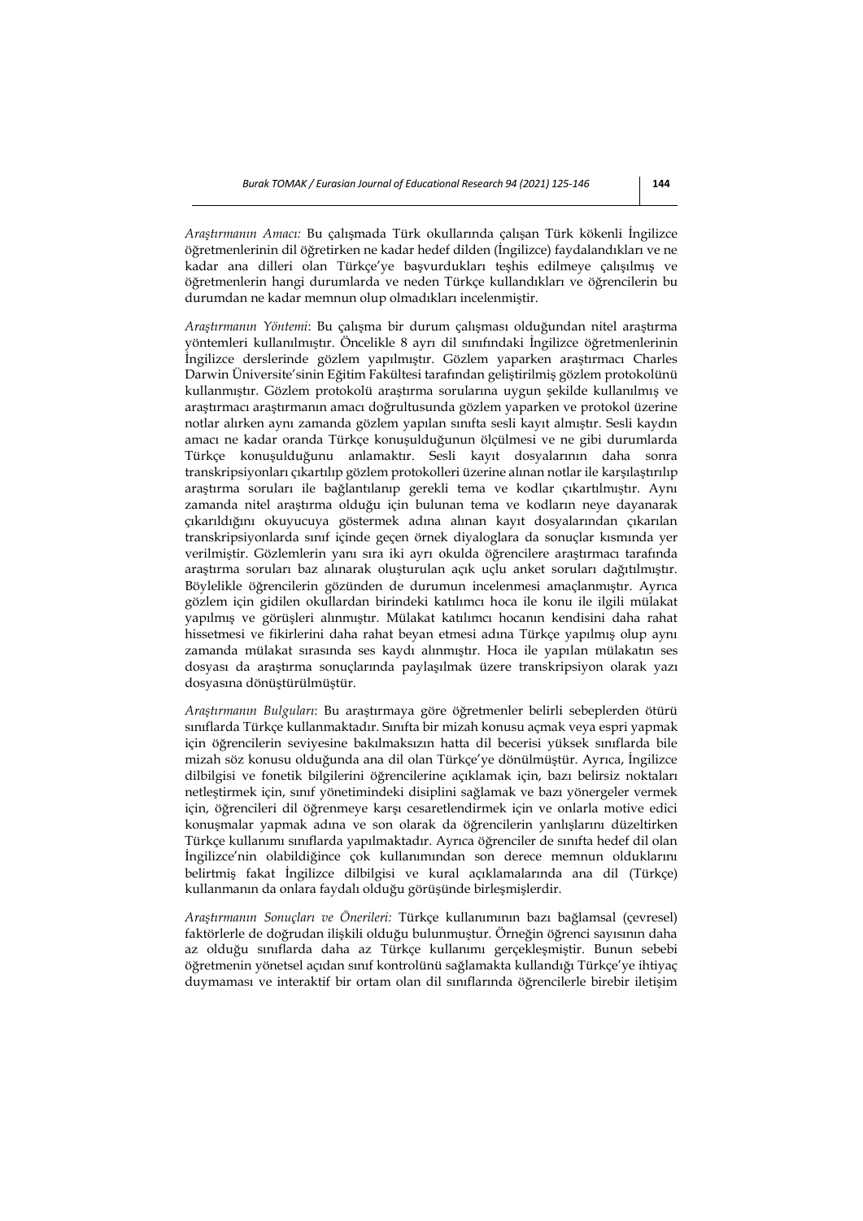*Araştırmanın Amacı:* Bu çalışmada Türk okullarında çalışan Türk kökenli İngilizce öğretmenlerinin dil öğretirken ne kadar hedef dilden (İngilizce) faydalandıkları ve ne kadar ana dilleri olan Türkçe'ye başvurdukları teşhis edilmeye çalışılmış ve öğretmenlerin hangi durumlarda ve neden Türkçe kullandıkları ve öğrencilerin bu durumdan ne kadar memnun olup olmadıkları incelenmiştir.

*Araştırmanın Yöntemi*: Bu çalışma bir durum çalışması olduğundan nitel araştırma yöntemleri kullanılmıştır. Öncelikle 8 ayrı dil sınıfındaki İngilizce öğretmenlerinin İngilizce derslerinde gözlem yapılmıştır. Gözlem yaparken araştırmacı Charles Darwin Üniversite'sinin Eğitim Fakültesi tarafından geliştirilmiş gözlem protokolünü kullanmıştır. Gözlem protokolü araştırma sorularına uygun şekilde kullanılmış ve araştırmacı araştırmanın amacı doğrultusunda gözlem yaparken ve protokol üzerine notlar alırken aynı zamanda gözlem yapılan sınıfta sesli kayıt almıştır. Sesli kaydın amacı ne kadar oranda Türkçe konuşulduğunun ölçülmesi ve ne gibi durumlarda Türkçe konuşulduğunu anlamaktır. Sesli kayıt dosyalarının daha sonra transkripsiyonları çıkartılıp gözlem protokolleri üzerine alınan notlar ile karşılaştırılıp araştırma soruları ile bağlantılanıp gerekli tema ve kodlar çıkartılmıştır. Aynı zamanda nitel araştırma olduğu için bulunan tema ve kodların neye dayanarak çıkarıldığını okuyucuya göstermek adına alınan kayıt dosyalarından çıkarılan transkripsiyonlarda sınıf içinde geçen örnek diyaloglara da sonuçlar kısmında yer verilmiştir. Gözlemlerin yanı sıra iki ayrı okulda öğrencilere araştırmacı tarafında araştırma soruları baz alınarak oluşturulan açık uçlu anket soruları dağıtılmıştır. Böylelikle öğrencilerin gözünden de durumun incelenmesi amaçlanmıştır. Ayrıca gözlem için gidilen okullardan birindeki katılımcı hoca ile konu ile ilgili mülakat yapılmış ve görüşleri alınmıştır. Mülakat katılımcı hocanın kendisini daha rahat hissetmesi ve fikirlerini daha rahat beyan etmesi adına Türkçe yapılmış olup aynı zamanda mülakat sırasında ses kaydı alınmıştır. Hoca ile yapılan mülakatın ses dosyası da araştırma sonuçlarında paylaşılmak üzere transkripsiyon olarak yazı dosyasına dönüştürülmüştür.

*Araştırmanın Bulguları*: Bu araştırmaya göre öğretmenler belirli sebeplerden ötürü sınıflarda Türkçe kullanmaktadır. Sınıfta bir mizah konusu açmak veya espri yapmak için öğrencilerin seviyesine bakılmaksızın hatta dil becerisi yüksek sınıflarda bile mizah söz konusu olduğunda ana dil olan Türkçe'ye dönülmüştür. Ayrıca, İngilizce dilbilgisi ve fonetik bilgilerini öğrencilerine açıklamak için, bazı belirsiz noktaları netleştirmek için, sınıf yönetimindeki disiplini sağlamak ve bazı yönergeler vermek için, öğrencileri dil öğrenmeye karşı cesaretlendirmek için ve onlarla motive edici konuşmalar yapmak adına ve son olarak da öğrencilerin yanlışlarını düzeltirken Türkçe kullanımı sınıflarda yapılmaktadır. Ayrıca öğrenciler de sınıfta hedef dil olan İngilizce'nin olabildiğince çok kullanımından son derece memnun olduklarını belirtmiş fakat İngilizce dilbilgisi ve kural açıklamalarında ana dil (Türkçe) kullanmanın da onlara faydalı olduğu görüşünde birleşmişlerdir.

*Araştırmanın Sonuçları ve Önerileri:* Türkçe kullanımının bazı bağlamsal (çevresel) faktörlerle de doğrudan ilişkili olduğu bulunmuştur. Örneğin öğrenci sayısının daha az olduğu sınıflarda daha az Türkçe kullanımı gerçekleşmiştir. Bunun sebebi öğretmenin yönetsel açıdan sınıf kontrolünü sağlamakta kullandığı Türkçe'ye ihtiyaç duymaması ve interaktif bir ortam olan dil sınıflarında öğrencilerle birebir iletişim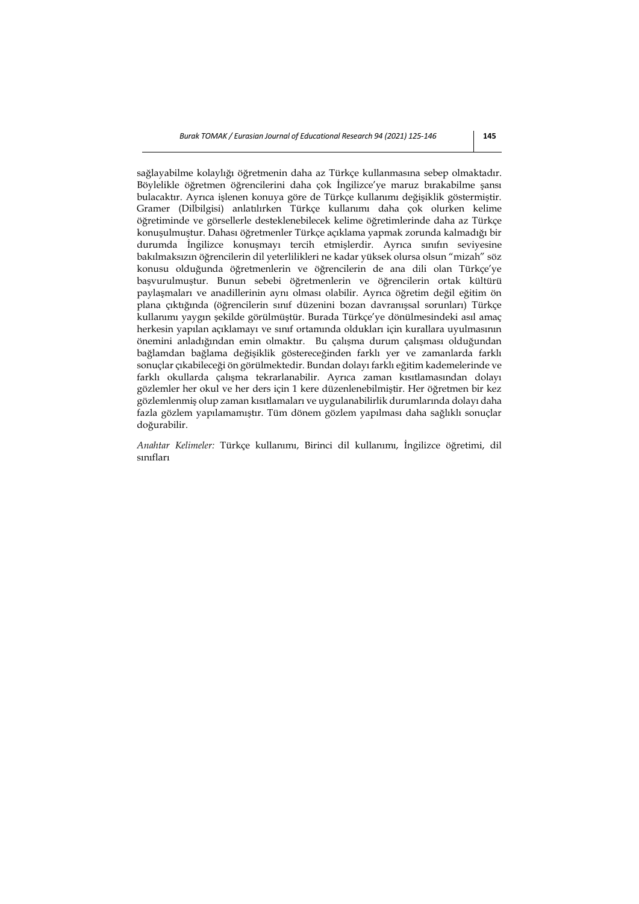sağlayabilme kolaylığı öğretmenin daha az Türkçe kullanmasına sebep olmaktadır. Böylelikle öğretmen öğrencilerini daha çok İngilizce'ye maruz bırakabilme şansı bulacaktır. Ayrıca işlenen konuya göre de Türkçe kullanımı değişiklik göstermiştir. Gramer (Dilbilgisi) anlatılırken Türkçe kullanımı daha çok olurken kelime öğretiminde ve görsellerle desteklenebilecek kelime öğretimlerinde daha az Türkçe konuşulmuştur. Dahası öğretmenler Türkçe açıklama yapmak zorunda kalmadığı bir durumda İngilizce konuşmayı tercih etmişlerdir. Ayrıca sınıfın seviyesine bakılmaksızın öğrencilerin dil yeterlilikleri ne kadar yüksek olursa olsun "mizah" söz konusu olduğunda öğretmenlerin ve öğrencilerin de ana dili olan Türkçe'ye başvurulmuştur. Bunun sebebi öğretmenlerin ve öğrencilerin ortak kültürü paylaşmaları ve anadillerinin aynı olması olabilir. Ayrıca öğretim değil eğitim ön plana çıktığında (öğrencilerin sınıf düzenini bozan davranışsal sorunları) Türkçe kullanımı yaygın şekilde görülmüştür. Burada Türkçe'ye dönülmesindeki asıl amaç herkesin yapılan açıklamayı ve sınıf ortamında oldukları için kurallara uyulmasının önemini anladığından emin olmaktır. Bu çalışma durum çalışması olduğundan bağlamdan bağlama değişiklik göstereceğinden farklı yer ve zamanlarda farklı sonuçlar çıkabileceği ön görülmektedir. Bundan dolayı farklı eğitim kademelerinde ve farklı okullarda çalışma tekrarlanabilir. Ayrıca zaman kısıtlamasından dolayı gözlemler her okul ve her ders için 1 kere düzenlenebilmiştir. Her öğretmen bir kez gözlemlenmiş olup zaman kısıtlamaları ve uygulanabilirlik durumlarında dolayı daha fazla gözlem yapılamamıştır. Tüm dönem gözlem yapılması daha sağlıklı sonuçlar doğurabilir.

*Anahtar Kelimeler:* Türkçe kullanımı, Birinci dil kullanımı, İngilizce öğretimi, dil sınıfları